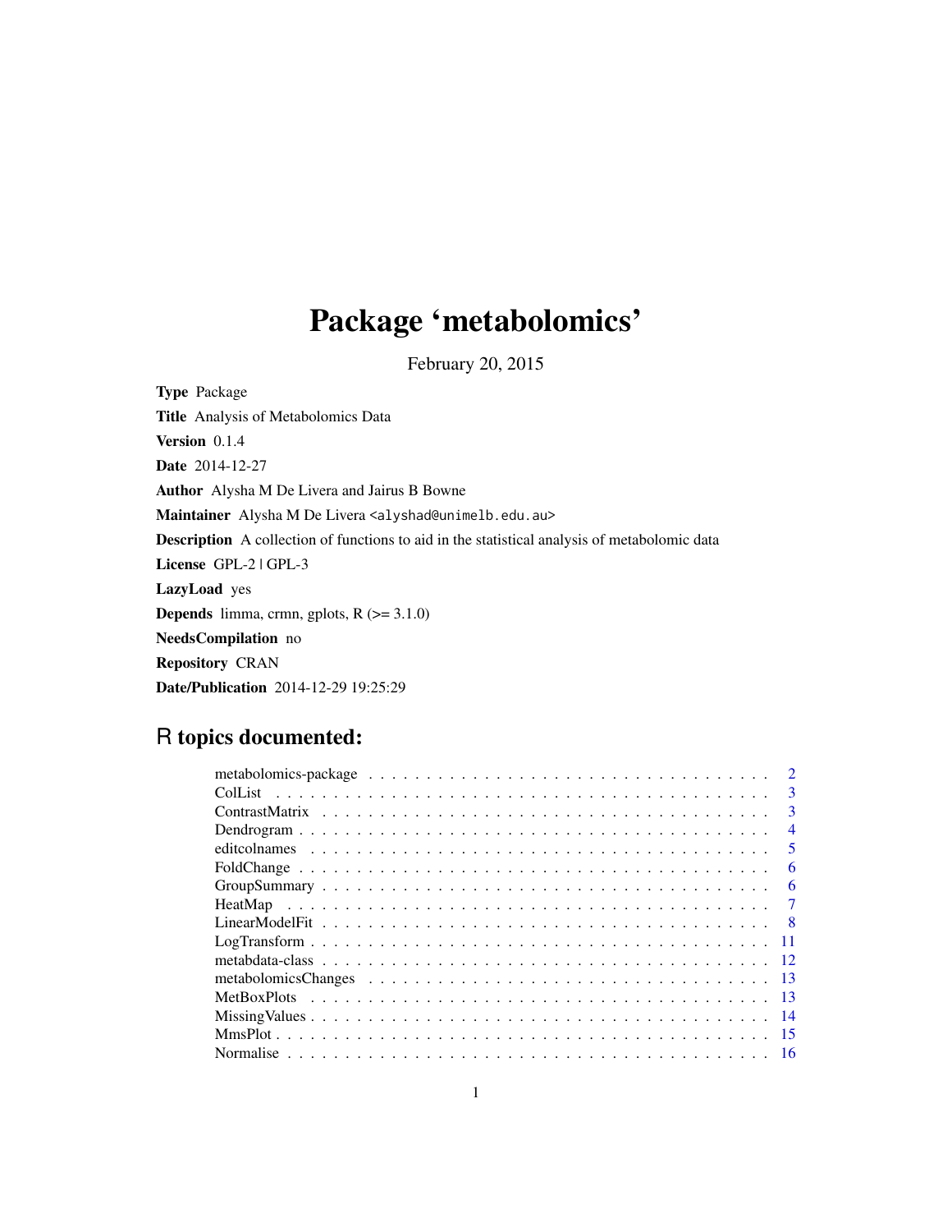# Package 'metabolomics'

February 20, 2015

**Type** Package

**Title** Analysis of Metabolomics Data

**Version** 0.1.4

**Date** 2014-12-27

**Author** Alysha M De Livera and Jairus B Bowne

**Maintainer** Alysha M De Livera <alyshad@unimelb.edu.au>

**Description** A collection of functions to aid in the statistical analysis of metabolomic data

**License** GPL-2 | GPL-3

**LazyLoad** yes

**Depends** limma, crmn, gplots, R (>= 3.1.0)

**NeedsCompilation** no

**Repository** CRAN

**Date/Publication** 2014-12-29 19:25:29

## R topics documented:

- metabolomics-package . . . 2
- ColList . . . 3
- ContrastMatrix . . . 3
- Dendrogram . . . 4
- editcolnames . . . 5
- FoldChange . . . 6
- GroupSummary . . . 6
- HeatMap . . . 7
- LinearModelFit . . . 8
- LogTransform . . . 11
- metabdata-class . . . 12
- metabolomicsChanges . . . 13
- MetBoxPlots . . . 13
- MissingValues . . . 14
- MmsPlot . . . 15
- Normalise . . . 16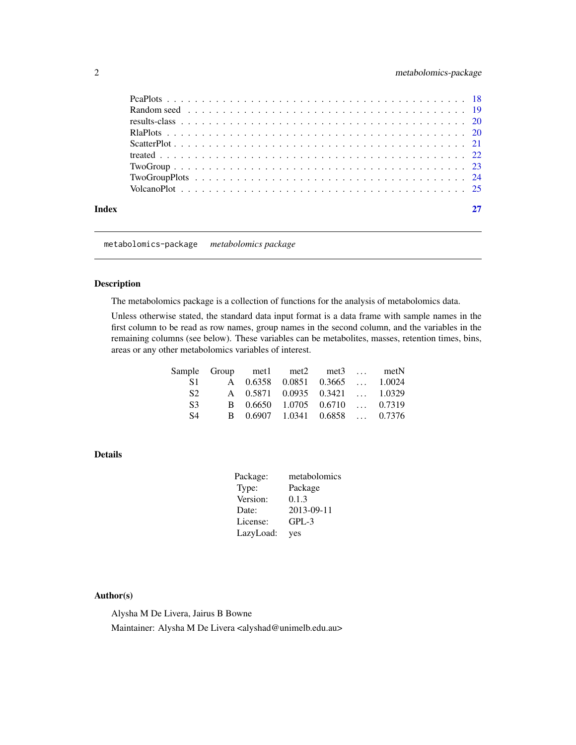PcaPlots . . . . . . . . . . . . . . . . . . . . . . . . . . . . . . . . . . . . . . . 18
Random seed . . . . . . . . . . . . . . . . . . . . . . . . . . . . . . . . . . . . . 19
results-class . . . . . . . . . . . . . . . . . . . . . . . . . . . . . . . . . . . . . 20
RlaPlots . . . . . . . . . . . . . . . . . . . . . . . . . . . . . . . . . . . . . . . 20
ScatterPlot . . . . . . . . . . . . . . . . . . . . . . . . . . . . . . . . . . . . . . 21
treated . . . . . . . . . . . . . . . . . . . . . . . . . . . . . . . . . . . . . . . . 22
TwoGroup . . . . . . . . . . . . . . . . . . . . . . . . . . . . . . . . . . . . . . . 23
TwoGroupPlots . . . . . . . . . . . . . . . . . . . . . . . . . . . . . . . . . . . . . 24
VolcanoPlot . . . . . . . . . . . . . . . . . . . . . . . . . . . . . . . . . . . . . . 25

**Index** **27**

---

`metabolomics-package` *metabolomics package*

---

## Description

The metabolomics package is a collection of functions for the analysis of metabolomics data.

Unless otherwise stated, the standard data input format is a data frame with sample names in the first column to be read as row names, group names in the second column, and the variables in the remaining columns (see below). These variables can be metabolites, masses, retention times, bins, areas or any other metabolomics variables of interest.

| Sample | Group | met1 | met2 | met3 | … | metN |
|---|---|---|---|---|---|---|
| S1 | A | 0.6358 | 0.0851 | 0.3665 | … | 1.0024 |
| S2 | A | 0.5871 | 0.0935 | 0.3421 | … | 1.0329 |
| S3 | B | 0.6650 | 1.0705 | 0.6710 | … | 0.7319 |
| S4 | B | 0.6907 | 1.0341 | 0.6858 | … | 0.7376 |

## Details

| | |
|---|---|
| Package: | metabolomics |
| Type: | Package |
| Version: | 0.1.3 |
| Date: | 2013-09-11 |
| License: | GPL-3 |
| LazyLoad: | yes |

## Author(s)

Alysha M De Livera, Jairus B Bowne

Maintainer: Alysha M De Livera <alyshad@unimelb.edu.au>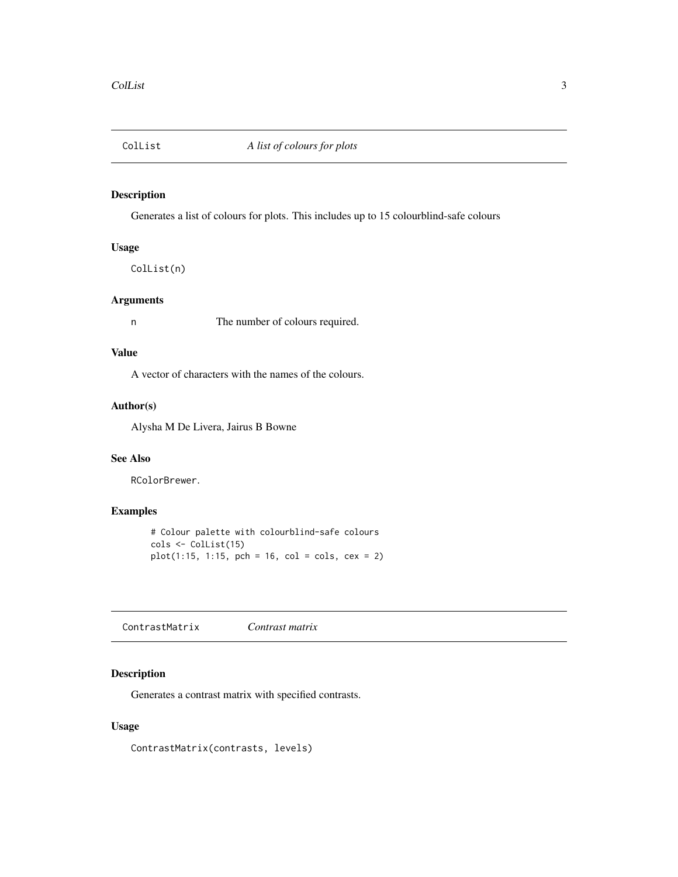## ColList *A list of colours for plots*

### Description

Generates a list of colours for plots. This includes up to 15 colourblind-safe colours

### Usage

```
ColList(n)
```

### Arguments

| | |
|---|---|
| n | The number of colours required. |

### Value

A vector of characters with the names of the colours.

### Author(s)

Alysha M De Livera, Jairus B Bowne

### See Also

RColorBrewer.

### Examples

```
# Colour palette with colourblind-safe colours
cols <- ColList(15)
plot(1:15, 1:15, pch = 16, col = cols, cex = 2)
```

## ContrastMatrix *Contrast matrix*

### Description

Generates a contrast matrix with specified contrasts.

### Usage

```
ContrastMatrix(contrasts, levels)
```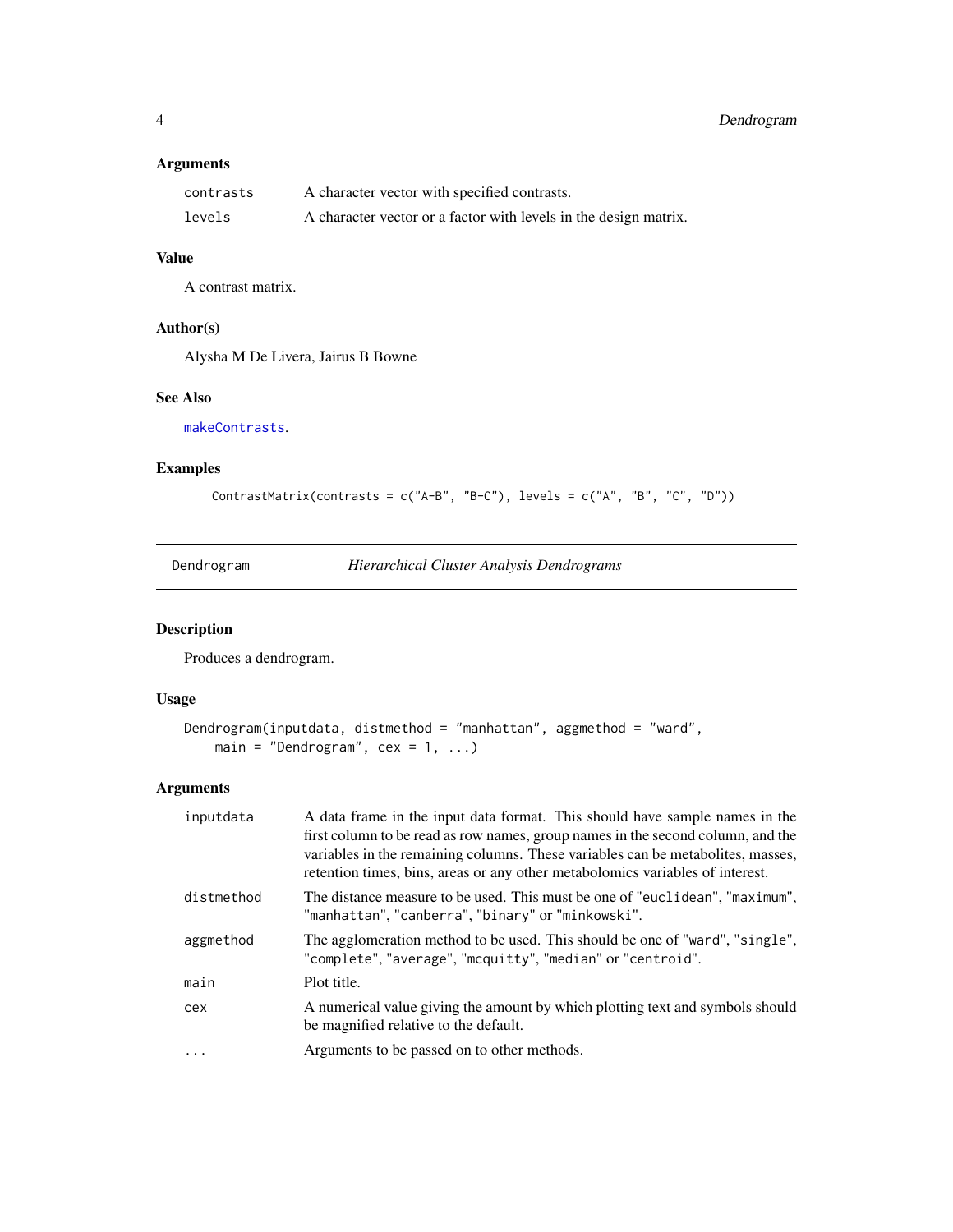### Arguments

| | |
|---|---|
| contrasts | A character vector with specified contrasts. |
| levels | A character vector or a factor with levels in the design matrix. |

### Value

A contrast matrix.

### Author(s)

Alysha M De Livera, Jairus B Bowne

### See Also

makeContrasts.

### Examples

```
ContrastMatrix(contrasts = c("A-B", "B-C"), levels = c("A", "B", "C", "D"))
```

---

## Dendrogram    *Hierarchical Cluster Analysis Dendrograms*

---

### Description

Produces a dendrogram.

### Usage

```
Dendrogram(inputdata, distmethod = "manhattan", aggmethod = "ward",
    main = "Dendrogram", cex = 1, ...)
```

### Arguments

| | |
|---|---|
| inputdata | A data frame in the input data format. This should have sample names in the first column to be read as row names, group names in the second column, and the variables in the remaining columns. These variables can be metabolites, masses, retention times, bins, areas or any other metabolomics variables of interest. |
| distmethod | The distance measure to be used. This must be one of "euclidean", "maximum", "manhattan", "canberra", "binary" or "minkowski". |
| aggmethod | The agglomeration method to be used. This should be one of "ward", "single", "complete", "average", "mcquitty", "median" or "centroid". |
| main | Plot title. |
| cex | A numerical value giving the amount by which plotting text and symbols should be magnified relative to the default. |
| ... | Arguments to be passed on to other methods. |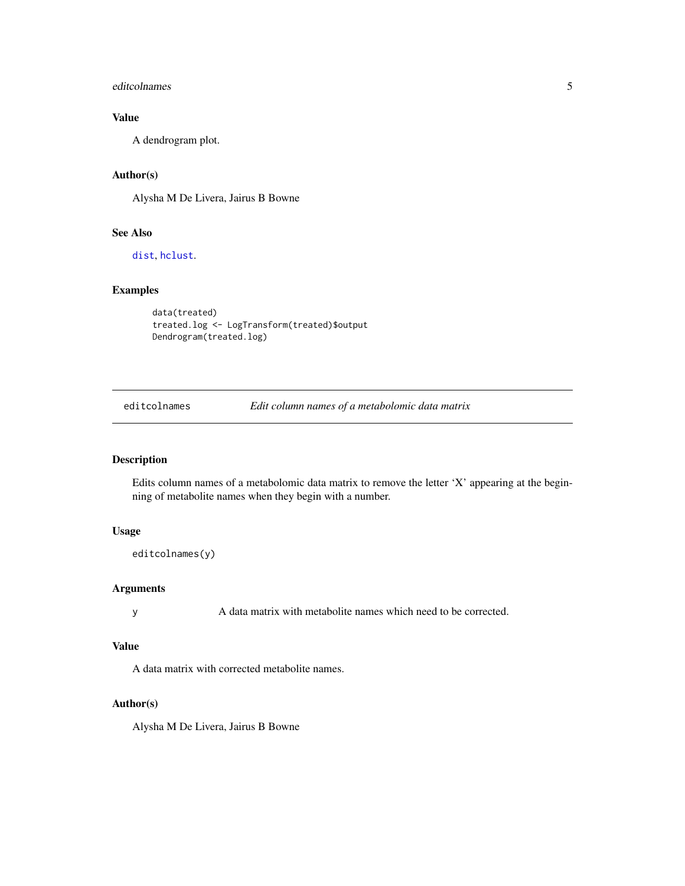### Value

A dendrogram plot.

### Author(s)

Alysha M De Livera, Jairus B Bowne

### See Also

dist, hclust.

### Examples

```
data(treated)
treated.log <- LogTransform(treated)$output
Dendrogram(treated.log)
```

---

## editcolnames — *Edit column names of a metabolomic data matrix*

---

### Description

Edits column names of a metabolomic data matrix to remove the letter 'X' appearing at the beginning of metabolite names when they begin with a number.

### Usage

```
editcolnames(y)
```

### Arguments

| | |
|---|---|
| y | A data matrix with metabolite names which need to be corrected. |

### Value

A data matrix with corrected metabolite names.

### Author(s)

Alysha M De Livera, Jairus B Bowne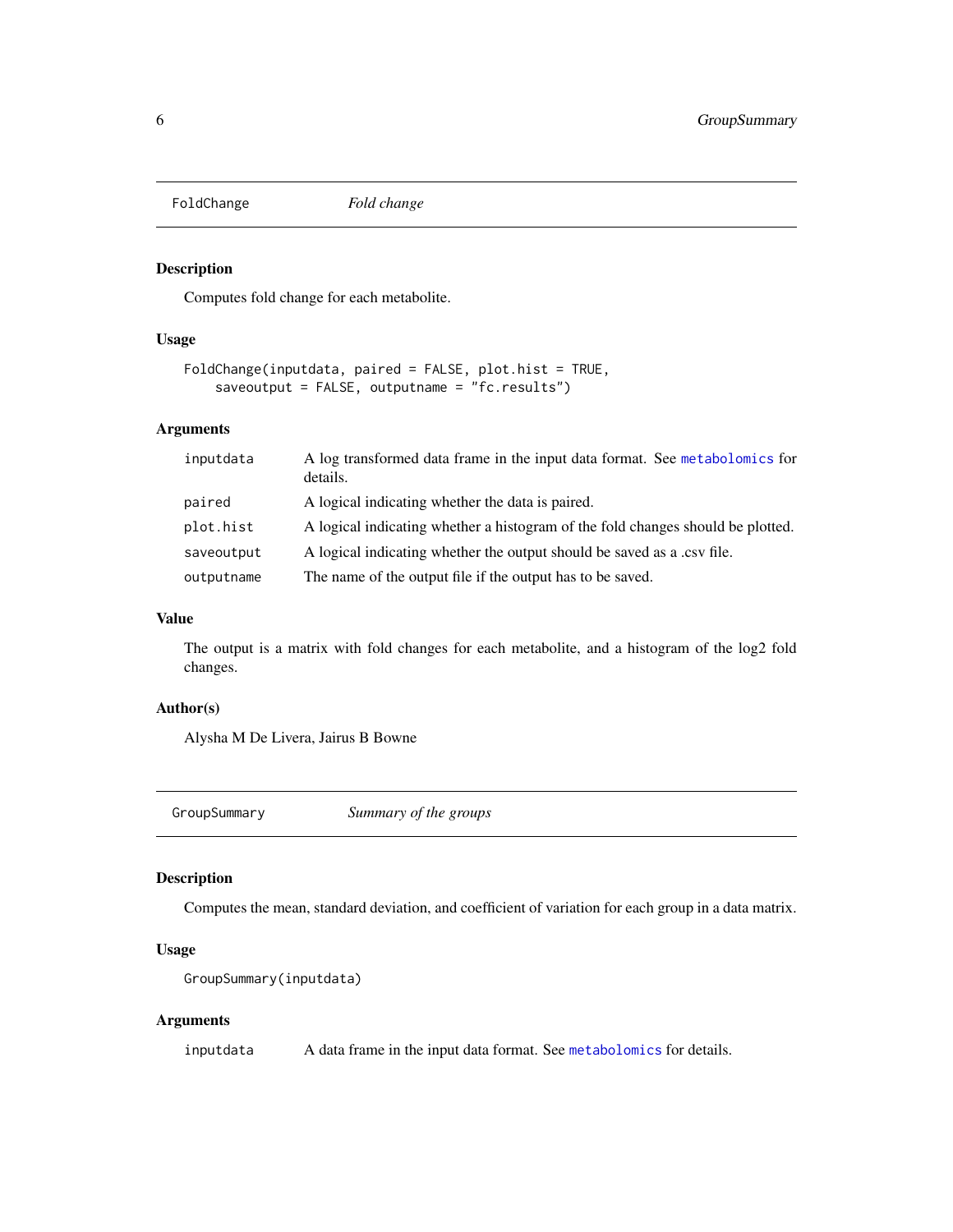## FoldChange *Fold change*

### Description

Computes fold change for each metabolite.

### Usage

```
FoldChange(inputdata, paired = FALSE, plot.hist = TRUE,
    saveoutput = FALSE, outputname = "fc.results")
```

### Arguments

| | |
|---|---|
| inputdata | A log transformed data frame in the input data format. See metabolomics for details. |
| paired | A logical indicating whether the data is paired. |
| plot.hist | A logical indicating whether a histogram of the fold changes should be plotted. |
| saveoutput | A logical indicating whether the output should be saved as a .csv file. |
| outputname | The name of the output file if the output has to be saved. |

### Value

The output is a matrix with fold changes for each metabolite, and a histogram of the log2 fold changes.

### Author(s)

Alysha M De Livera, Jairus B Bowne

## GroupSummary *Summary of the groups*

### Description

Computes the mean, standard deviation, and coefficient of variation for each group in a data matrix.

### Usage

```
GroupSummary(inputdata)
```

### Arguments

| | |
|---|---|
| inputdata | A data frame in the input data format. See metabolomics for details. |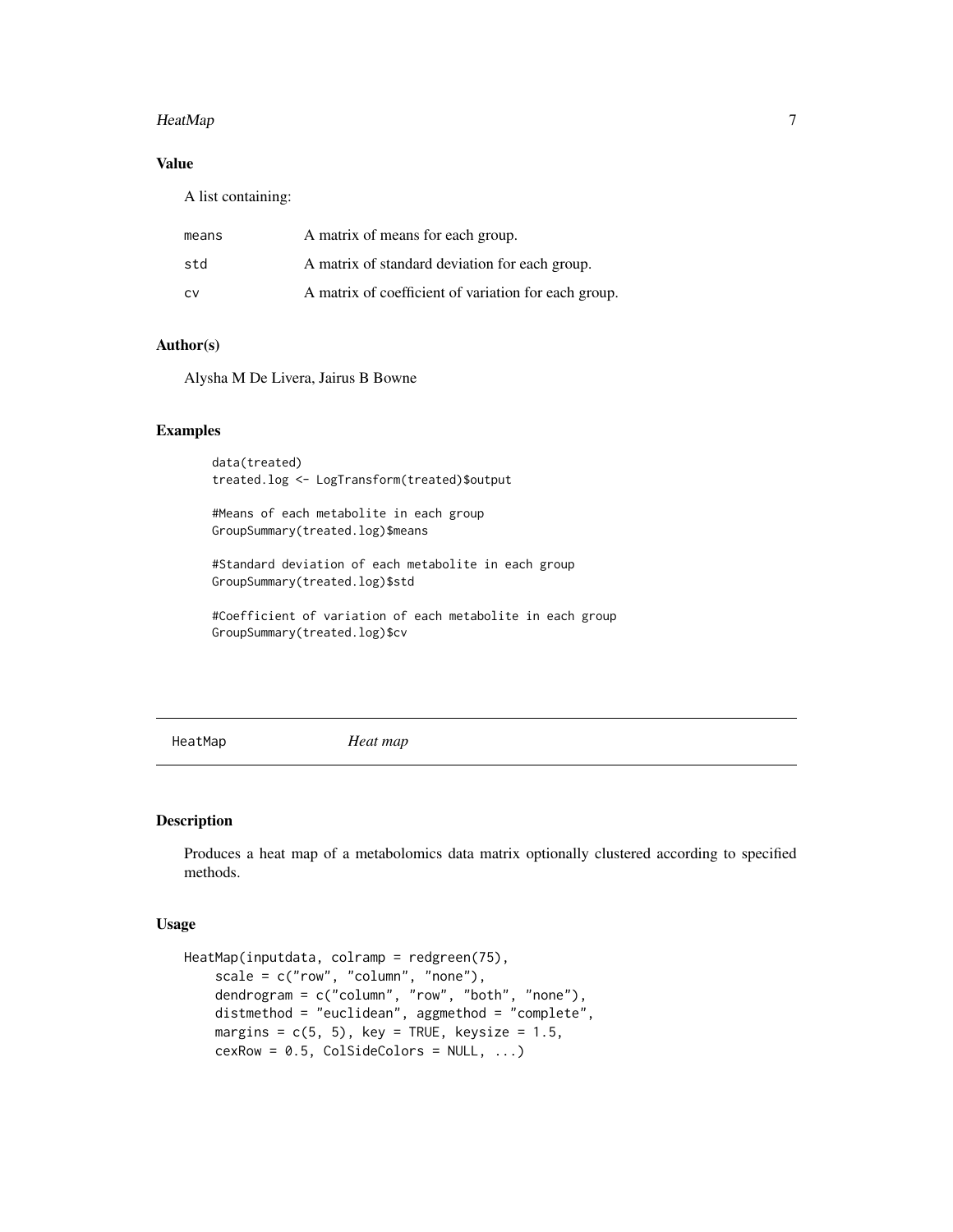### Value

A list containing:

| | |
|---|---|
| means | A matrix of means for each group. |
| std | A matrix of standard deviation for each group. |
| cv | A matrix of coefficient of variation for each group. |

### Author(s)

Alysha M De Livera, Jairus B Bowne

### Examples

```
data(treated)
treated.log <- LogTransform(treated)$output

#Means of each metabolite in each group
GroupSummary(treated.log)$means

#Standard deviation of each metabolite in each group
GroupSummary(treated.log)$std

#Coefficient of variation of each metabolite in each group
GroupSummary(treated.log)$cv
```

---

## HeatMap *Heat map*

---

### Description

Produces a heat map of a metabolomics data matrix optionally clustered according to specified methods.

### Usage

```
HeatMap(inputdata, colramp = redgreen(75),
    scale = c("row", "column", "none"),
    dendrogram = c("column", "row", "both", "none"),
    distmethod = "euclidean", aggmethod = "complete",
    margins = c(5, 5), key = TRUE, keysize = 1.5,
    cexRow = 0.5, ColSideColors = NULL, ...)
```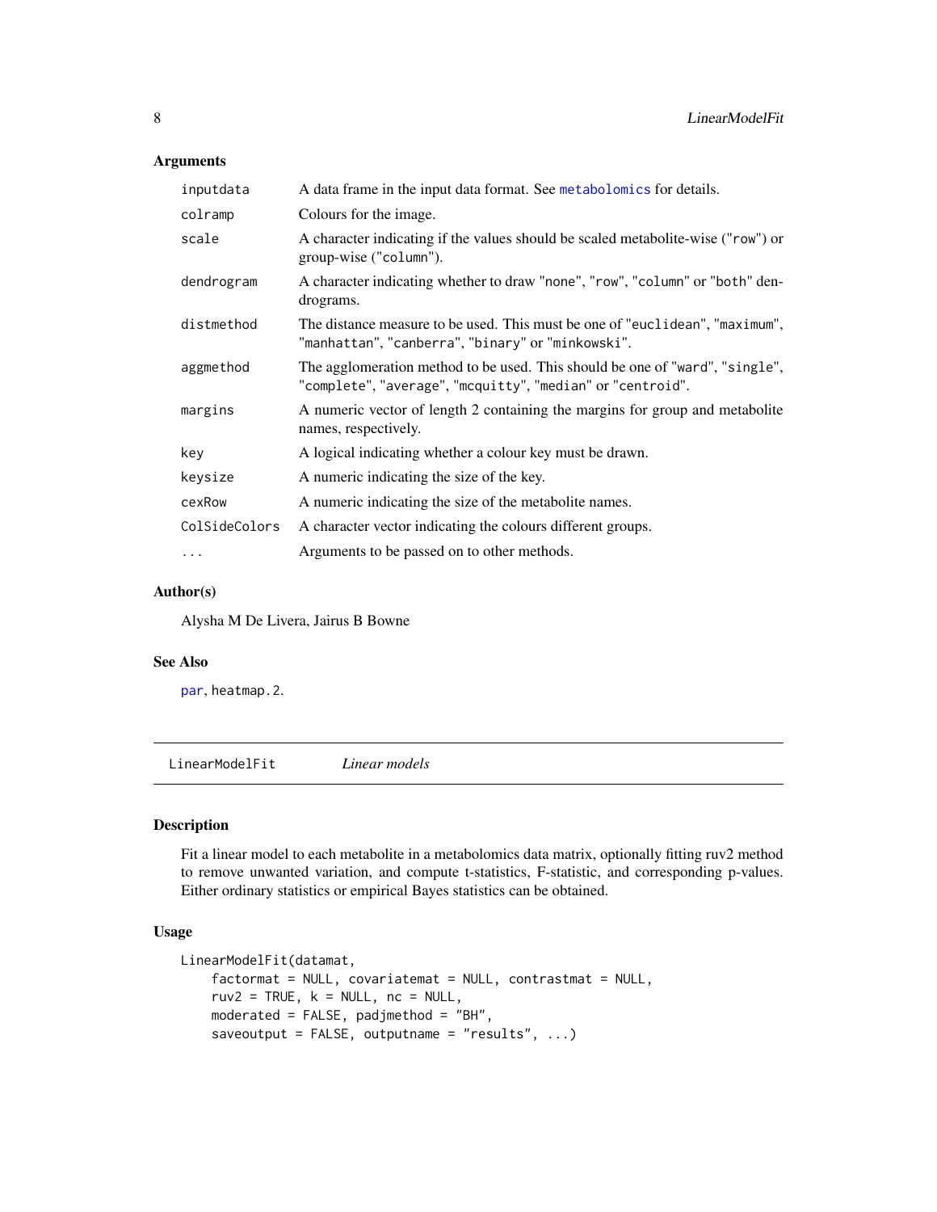### Arguments

| | |
|---|---|
| `inputdata` | A data frame in the input data format. See `metabolomics` for details. |
| `colramp` | Colours for the image. |
| `scale` | A character indicating if the values should be scaled metabolite-wise ("row") or group-wise ("column"). |
| `dendrogram` | A character indicating whether to draw "none", "row", "column" or "both" dendrograms. |
| `distmethod` | The distance measure to be used. This must be one of "euclidean", "maximum", "manhattan", "canberra", "binary" or "minkowski". |
| `aggmethod` | The agglomeration method to be used. This should be one of "ward", "single", "complete", "average", "mcquitty", "median" or "centroid". |
| `margins` | A numeric vector of length 2 containing the margins for group and metabolite names, respectively. |
| `key` | A logical indicating whether a colour key must be drawn. |
| `keysize` | A numeric indicating the size of the key. |
| `cexRow` | A numeric indicating the size of the metabolite names. |
| `ColSideColors` | A character vector indicating the colours different groups. |
| `...` | Arguments to be passed on to other methods. |

### Author(s)

Alysha M De Livera, Jairus B Bowne

### See Also

`par`, `heatmap.2`.

---

## LinearModelFit — *Linear models*

### Description

Fit a linear model to each metabolite in a metabolomics data matrix, optionally fitting ruv2 method to remove unwanted variation, and compute t-statistics, F-statistic, and corresponding p-values. Either ordinary statistics or empirical Bayes statistics can be obtained.

### Usage

```
LinearModelFit(datamat,
    factormat = NULL, covariatemat = NULL, contrastmat = NULL,
    ruv2 = TRUE, k = NULL, nc = NULL,
    moderated = FALSE, padjmethod = "BH",
    saveoutput = FALSE, outputname = "results", ...)
```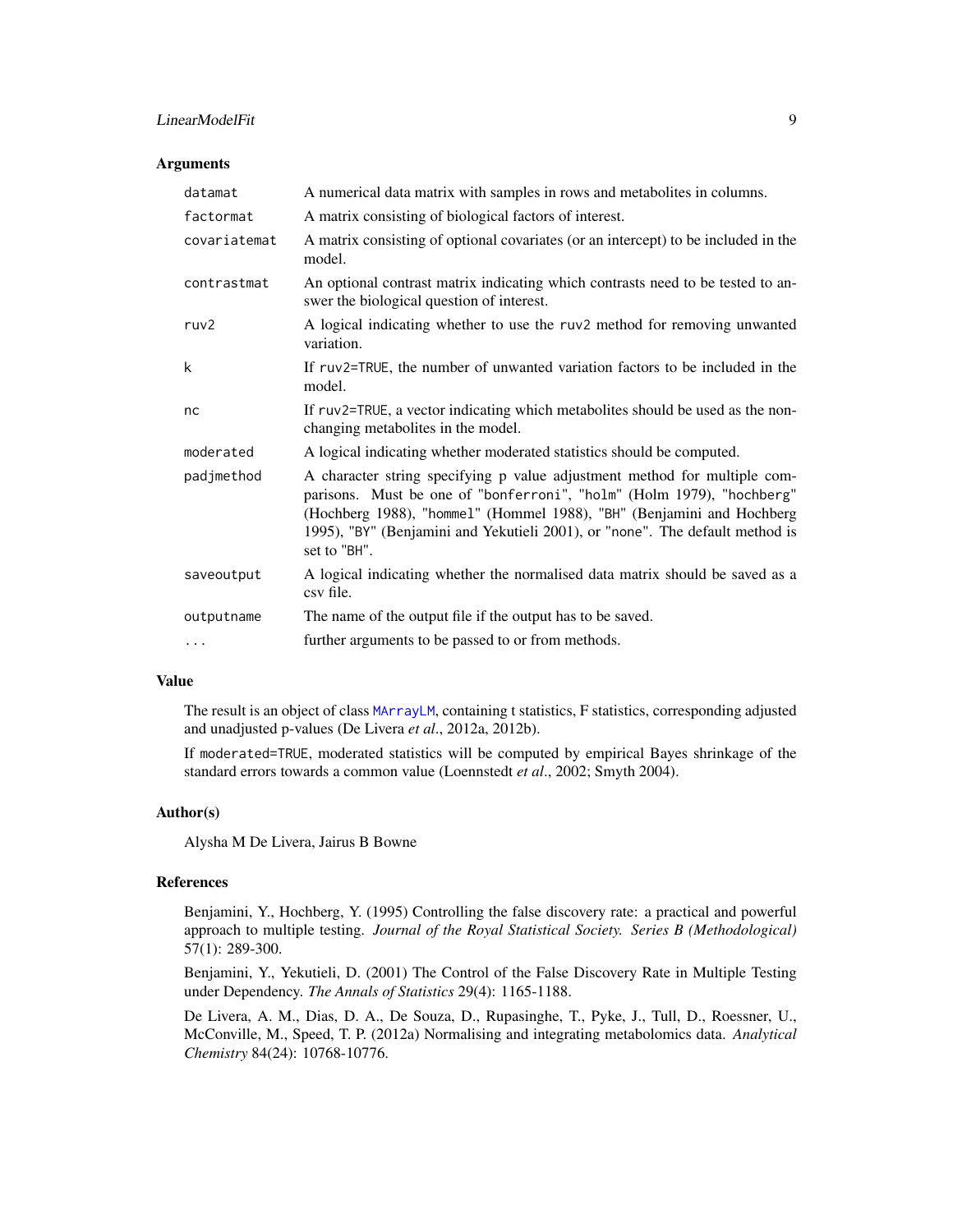## Arguments

| | |
|---|---|
| `datamat` | A numerical data matrix with samples in rows and metabolites in columns. |
| `factormat` | A matrix consisting of biological factors of interest. |
| `covariatemat` | A matrix consisting of optional covariates (or an intercept) to be included in the model. |
| `contrastmat` | An optional contrast matrix indicating which contrasts need to be tested to answer the biological question of interest. |
| `ruv2` | A logical indicating whether to use the `ruv2` method for removing unwanted variation. |
| `k` | If `ruv2=TRUE`, the number of unwanted variation factors to be included in the model. |
| `nc` | If `ruv2=TRUE`, a vector indicating which metabolites should be used as the non-changing metabolites in the model. |
| `moderated` | A logical indicating whether moderated statistics should be computed. |
| `padjmethod` | A character string specifying p value adjustment method for multiple comparisons. Must be one of `"bonferroni"`, `"holm"` (Holm 1979), `"hochberg"` (Hochberg 1988), `"hommel"` (Hommel 1988), `"BH"` (Benjamini and Hochberg 1995), `"BY"` (Benjamini and Yekutieli 2001), or `"none"`. The default method is set to `"BH"`. |
| `saveoutput` | A logical indicating whether the normalised data matrix should be saved as a csv file. |
| `outputname` | The name of the output file if the output has to be saved. |
| `...` | further arguments to be passed to or from methods. |

## Value

The result is an object of class `MArrayLM`, containing t statistics, F statistics, corresponding adjusted and unadjusted p-values (De Livera *et al*., 2012a, 2012b).

If `moderated=TRUE`, moderated statistics will be computed by empirical Bayes shrinkage of the standard errors towards a common value (Loennstedt *et al*., 2002; Smyth 2004).

## Author(s)

Alysha M De Livera, Jairus B Bowne

## References

Benjamini, Y., Hochberg, Y. (1995) Controlling the false discovery rate: a practical and powerful approach to multiple testing. *Journal of the Royal Statistical Society. Series B (Methodological)* 57(1): 289-300.

Benjamini, Y., Yekutieli, D. (2001) The Control of the False Discovery Rate in Multiple Testing under Dependency. *The Annals of Statistics* 29(4): 1165-1188.

De Livera, A. M., Dias, D. A., De Souza, D., Rupasinghe, T., Pyke, J., Tull, D., Roessner, U., McConville, M., Speed, T. P. (2012a) Normalising and integrating metabolomics data. *Analytical Chemistry* 84(24): 10768-10776.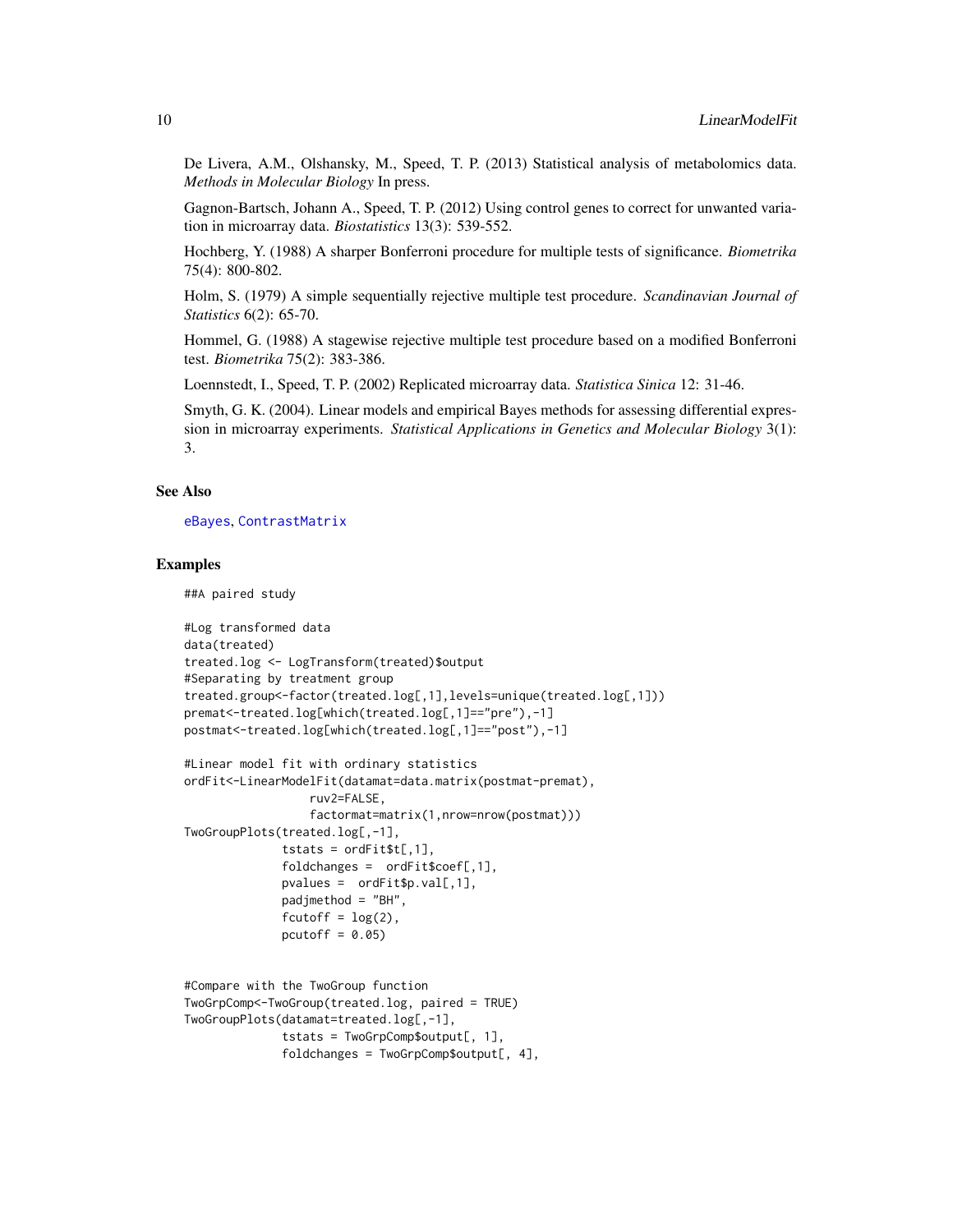De Livera, A.M., Olshansky, M., Speed, T. P. (2013) Statistical analysis of metabolomics data. *Methods in Molecular Biology* In press.

Gagnon-Bartsch, Johann A., Speed, T. P. (2012) Using control genes to correct for unwanted variation in microarray data. *Biostatistics* 13(3): 539-552.

Hochberg, Y. (1988) A sharper Bonferroni procedure for multiple tests of significance. *Biometrika* 75(4): 800-802.

Holm, S. (1979) A simple sequentially rejective multiple test procedure. *Scandinavian Journal of Statistics* 6(2): 65-70.

Hommel, G. (1988) A stagewise rejective multiple test procedure based on a modified Bonferroni test. *Biometrika* 75(2): 383-386.

Loennstedt, I., Speed, T. P. (2002) Replicated microarray data. *Statistica Sinica* 12: 31-46.

Smyth, G. K. (2004). Linear models and empirical Bayes methods for assessing differential expression in microarray experiments. *Statistical Applications in Genetics and Molecular Biology* 3(1): 3.

## See Also

eBayes, ContrastMatrix

## Examples

```
##A paired study

#Log transformed data
data(treated)
treated.log <- LogTransform(treated)$output
#Separating by treatment group
treated.group<-factor(treated.log[,1],levels=unique(treated.log[,1]))
premat<-treated.log[which(treated.log[,1]=="pre"),-1]
postmat<-treated.log[which(treated.log[,1]=="post"),-1]

#Linear model fit with ordinary statistics
ordFit<-LinearModelFit(datamat=data.matrix(postmat-premat),
                  ruv2=FALSE,
                  factormat=matrix(1,nrow=nrow(postmat)))
TwoGroupPlots(treated.log[,-1],
              tstats = ordFit$t[,1],
              foldchanges =  ordFit$coef[,1],
              pvalues =  ordFit$p.val[,1],
              padjmethod = "BH",
              fcutoff = log(2),
              pcutoff = 0.05)


#Compare with the TwoGroup function
TwoGrpComp<-TwoGroup(treated.log, paired = TRUE)
TwoGroupPlots(datamat=treated.log[,-1],
              tstats = TwoGrpComp$output[, 1],
              foldchanges = TwoGrpComp$output[, 4],
```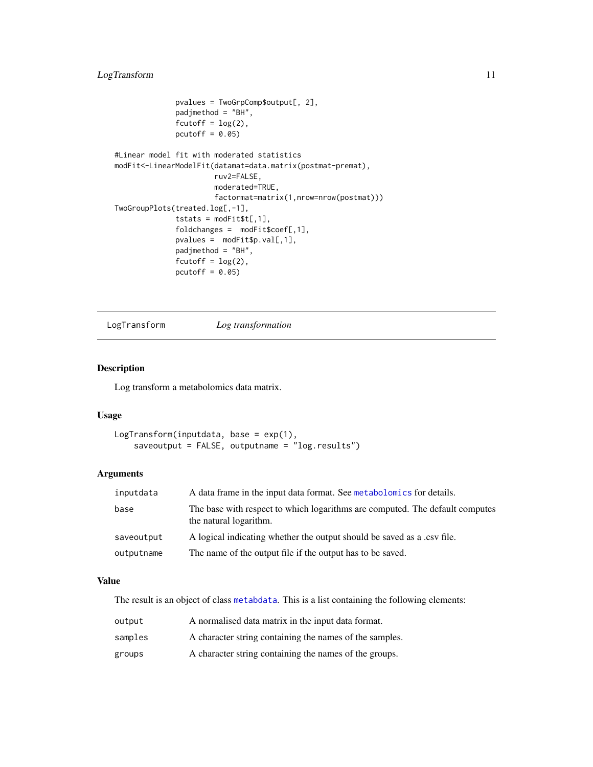```
              pvalues = TwoGrpComp$output[, 2],
              padjmethod = "BH",
              fcutoff = log(2),
              pcutoff = 0.05)

#Linear model fit with moderated statistics
modFit<-LinearModelFit(datamat=data.matrix(postmat-premat),
                       ruv2=FALSE,
                       moderated=TRUE,
                       factormat=matrix(1,nrow=nrow(postmat)))
TwoGroupPlots(treated.log[,-1],
              tstats = modFit$t[,1],
              foldchanges =  modFit$coef[,1],
              pvalues =  modFit$p.val[,1],
              padjmethod = "BH",
              fcutoff = log(2),
              pcutoff = 0.05)
```

## LogTransform *Log transformation*

### Description

Log transform a metabolomics data matrix.

### Usage

```
LogTransform(inputdata, base = exp(1),
    saveoutput = FALSE, outputname = "log.results")
```

### Arguments

| | |
|---|---|
| inputdata | A data frame in the input data format. See metabolomics for details. |
| base | The base with respect to which logarithms are computed. The default computes the natural logarithm. |
| saveoutput | A logical indicating whether the output should be saved as a .csv file. |
| outputname | The name of the output file if the output has to be saved. |

### Value

The result is an object of class metabdata. This is a list containing the following elements:

| | |
|---|---|
| output | A normalised data matrix in the input data format. |
| samples | A character string containing the names of the samples. |
| groups | A character string containing the names of the groups. |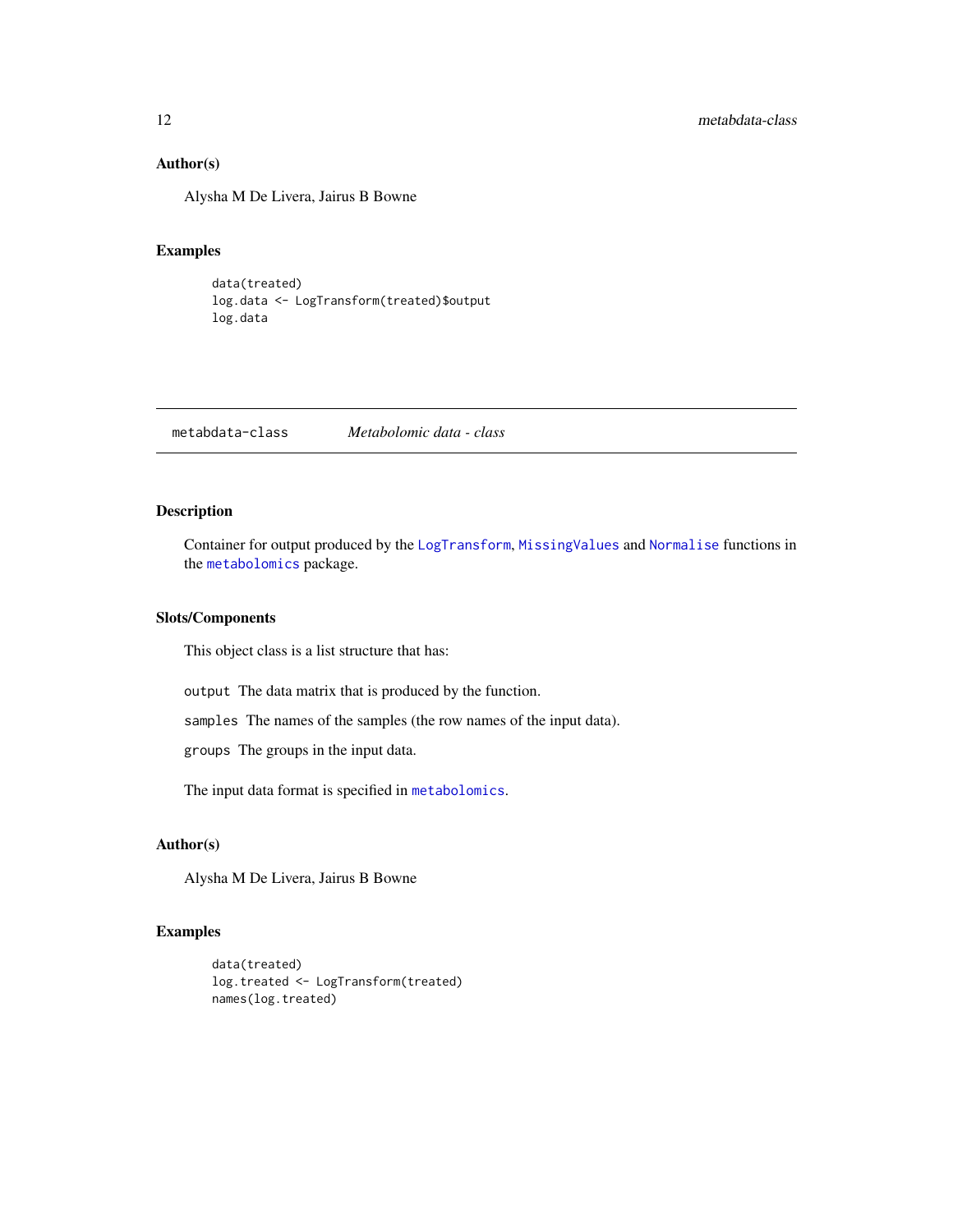### Author(s)

Alysha M De Livera, Jairus B Bowne

### Examples

```
data(treated)
log.data <- LogTransform(treated)$output
log.data
```

---

## metabdata-class *Metabolomic data - class*

---

### Description

Container for output produced by the `LogTransform`, `MissingValues` and `Normalise` functions in the `metabolomics` package.

### Slots/Components

This object class is a list structure that has:

`output` The data matrix that is produced by the function.

`samples` The names of the samples (the row names of the input data).

`groups` The groups in the input data.

The input data format is specified in `metabolomics`.

### Author(s)

Alysha M De Livera, Jairus B Bowne

### Examples

```
data(treated)
log.treated <- LogTransform(treated)
names(log.treated)
```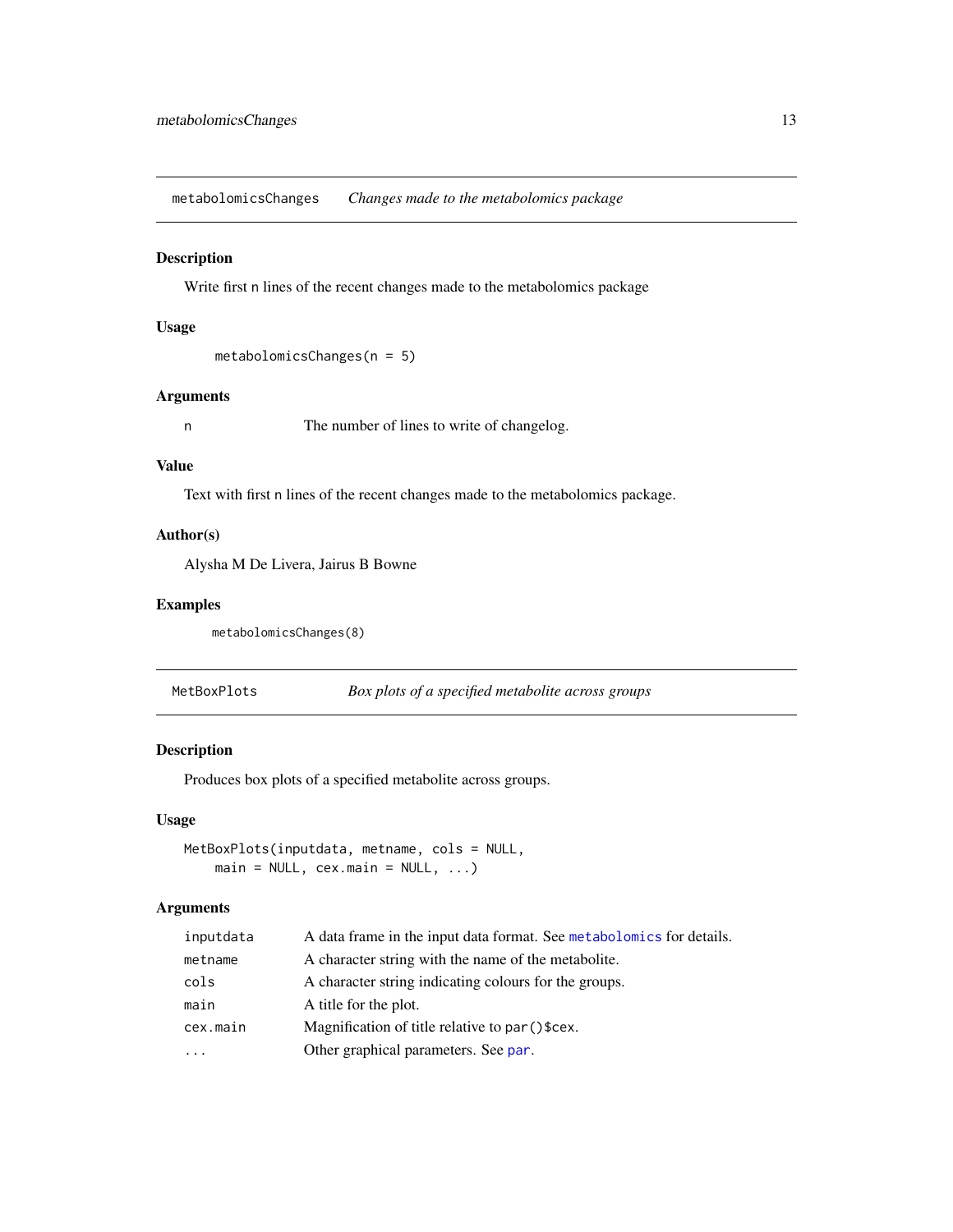## metabolomicsChanges — *Changes made to the metabolomics package*

### Description

Write first n lines of the recent changes made to the metabolomics package

### Usage

```
metabolomicsChanges(n = 5)
```

### Arguments

| | |
|---|---|
| n | The number of lines to write of changelog. |

### Value

Text with first n lines of the recent changes made to the metabolomics package.

### Author(s)

Alysha M De Livera, Jairus B Bowne

### Examples

```
metabolomicsChanges(8)
```

## MetBoxPlots — *Box plots of a specified metabolite across groups*

### Description

Produces box plots of a specified metabolite across groups.

### Usage

```
MetBoxPlots(inputdata, metname, cols = NULL,
    main = NULL, cex.main = NULL, ...)
```

### Arguments

| | |
|---|---|
| inputdata | A data frame in the input data format. See metabolomics for details. |
| metname | A character string with the name of the metabolite. |
| cols | A character string indicating colours for the groups. |
| main | A title for the plot. |
| cex.main | Magnification of title relative to par()$cex. |
| ... | Other graphical parameters. See par. |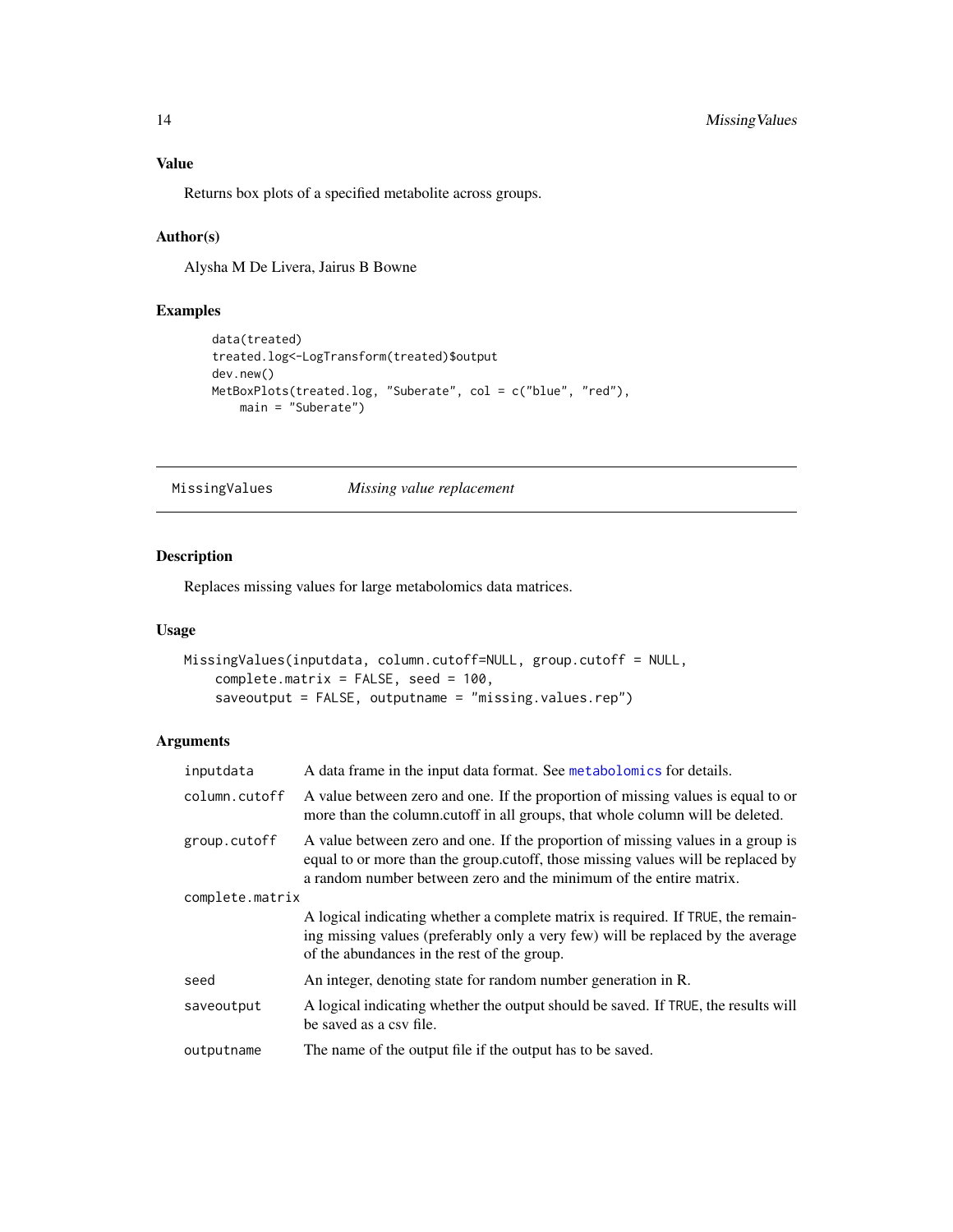### Value

Returns box plots of a specified metabolite across groups.

### Author(s)

Alysha M De Livera, Jairus B Bowne

### Examples

```
data(treated)
treated.log<-LogTransform(treated)$output
dev.new()
MetBoxPlots(treated.log, "Suberate", col = c("blue", "red"),
    main = "Suberate")
```

---

## MissingValues    *Missing value replacement*

---

### Description

Replaces missing values for large metabolomics data matrices.

### Usage

```
MissingValues(inputdata, column.cutoff=NULL, group.cutoff = NULL,
    complete.matrix = FALSE, seed = 100,
    saveoutput = FALSE, outputname = "missing.values.rep")
```

### Arguments

| | |
|---|---|
| inputdata | A data frame in the input data format. See metabolomics for details. |
| column.cutoff | A value between zero and one. If the proportion of missing values is equal to or more than the column.cutoff in all groups, that whole column will be deleted. |
| group.cutoff | A value between zero and one. If the proportion of missing values in a group is equal to or more than the group.cutoff, those missing values will be replaced by a random number between zero and the minimum of the entire matrix. |
| complete.matrix | A logical indicating whether a complete matrix is required. If TRUE, the remaining missing values (preferably only a very few) will be replaced by the average of the abundances in the rest of the group. |
| seed | An integer, denoting state for random number generation in R. |
| saveoutput | A logical indicating whether the output should be saved. If TRUE, the results will be saved as a csv file. |
| outputname | The name of the output file if the output has to be saved. |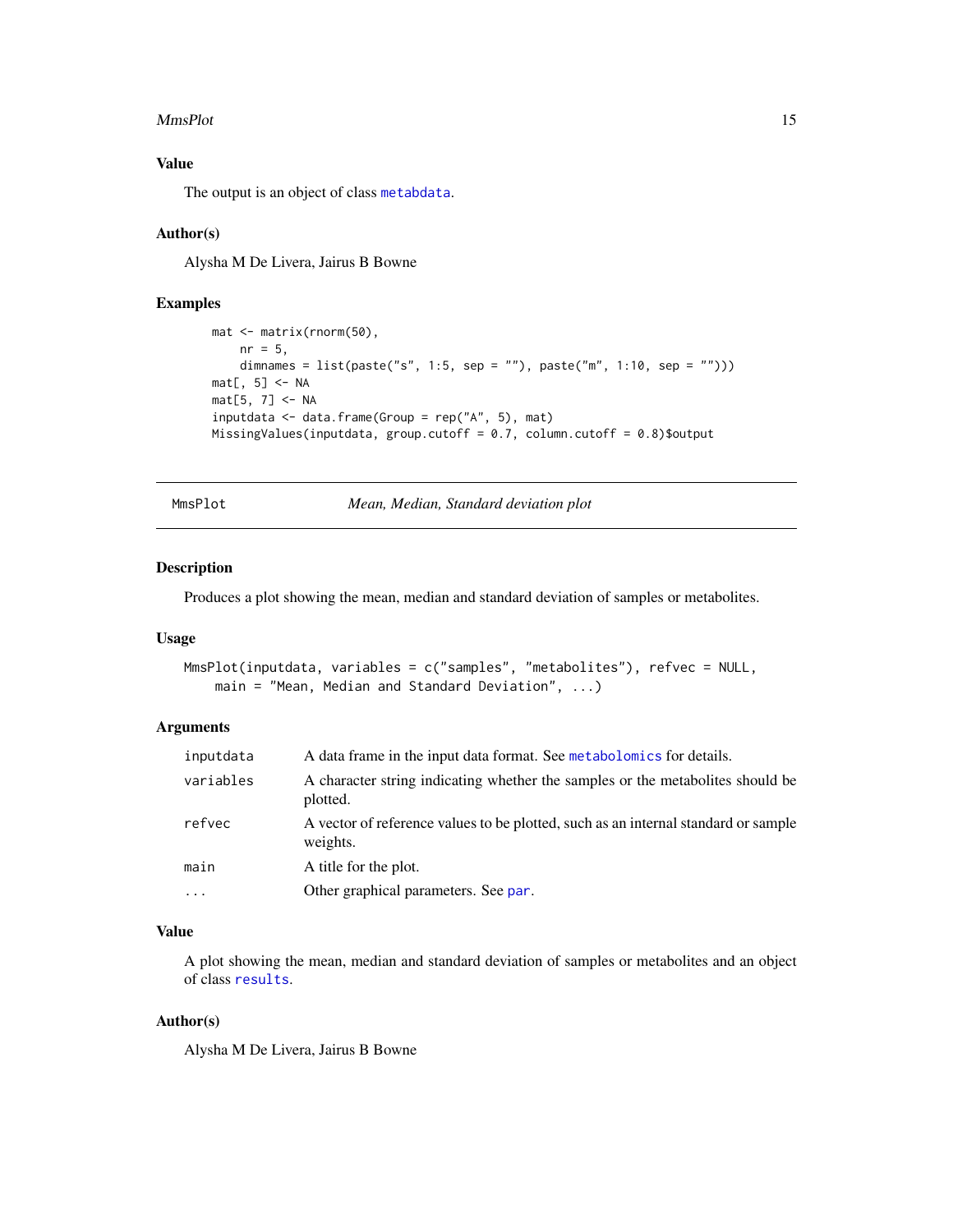### Value

The output is an object of class `metabdata`.

### Author(s)

Alysha M De Livera, Jairus B Bowne

### Examples

```
mat <- matrix(rnorm(50),
    nr = 5,
    dimnames = list(paste("s", 1:5, sep = ""), paste("m", 1:10, sep = "")))
mat[, 5] <- NA
mat[5, 7] <- NA
inputdata <- data.frame(Group = rep("A", 5), mat)
MissingValues(inputdata, group.cutoff = 0.7, column.cutoff = 0.8)$output
```

---

## MmsPlot — *Mean, Median, Standard deviation plot*

### Description

Produces a plot showing the mean, median and standard deviation of samples or metabolites.

### Usage

```
MmsPlot(inputdata, variables = c("samples", "metabolites"), refvec = NULL,
    main = "Mean, Median and Standard Deviation", ...)
```

### Arguments

| | |
|---|---|
| `inputdata` | A data frame in the input data format. See `metabolomics` for details. |
| `variables` | A character string indicating whether the samples or the metabolites should be plotted. |
| `refvec` | A vector of reference values to be plotted, such as an internal standard or sample weights. |
| `main` | A title for the plot. |
| `...` | Other graphical parameters. See `par`. |

### Value

A plot showing the mean, median and standard deviation of samples or metabolites and an object of class `results`.

### Author(s)

Alysha M De Livera, Jairus B Bowne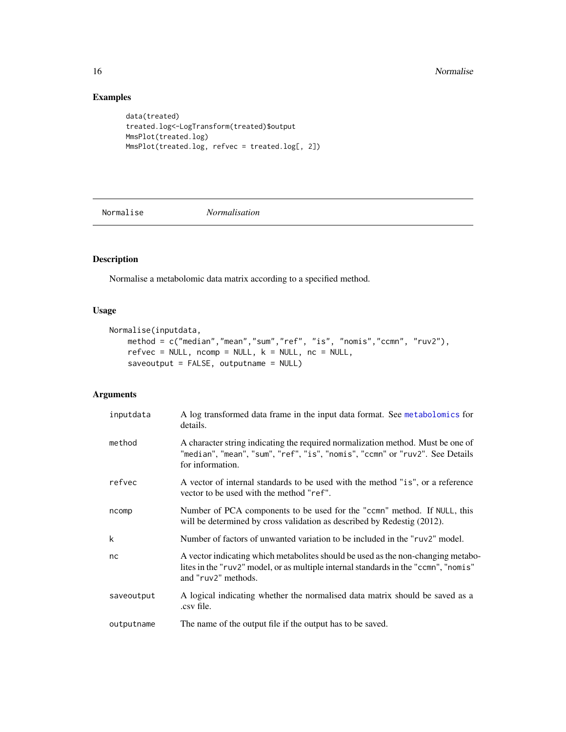## Examples

```
data(treated)
treated.log<-LogTransform(treated)$output
MmsPlot(treated.log)
MmsPlot(treated.log, refvec = treated.log[, 2])
```

---

`Normalise` *Normalisation*

---

## Description

Normalise a metabolomic data matrix according to a specified method.

## Usage

```
Normalise(inputdata,
    method = c("median","mean","sum","ref", "is", "nomis","ccmn", "ruv2"),
    refvec = NULL, ncomp = NULL, k = NULL, nc = NULL,
    saveoutput = FALSE, outputname = NULL)
```

## Arguments

| | |
|---|---|
| `inputdata` | A log transformed data frame in the input data format. See `metabolomics` for details. |
| `method` | A character string indicating the required normalization method. Must be one of `"median"`, `"mean"`, `"sum"`, `"ref"`, `"is"`, `"nomis"`, `"ccmn"` or `"ruv2"`. See Details for information. |
| `refvec` | A vector of internal standards to be used with the method `"is"`, or a reference vector to be used with the method `"ref"`. |
| `ncomp` | Number of PCA components to be used for the `"ccmn"` method. If `NULL`, this will be determined by cross validation as described by Redestig (2012). |
| `k` | Number of factors of unwanted variation to be included in the `"ruv2"` model. |
| `nc` | A vector indicating which metabolites should be used as the non-changing metabolites in the `"ruv2"` model, or as multiple internal standards in the `"ccmn"`, `"nomis"` and `"ruv2"` methods. |
| `saveoutput` | A logical indicating whether the normalised data matrix should be saved as a .csv file. |
| `outputname` | The name of the output file if the output has to be saved. |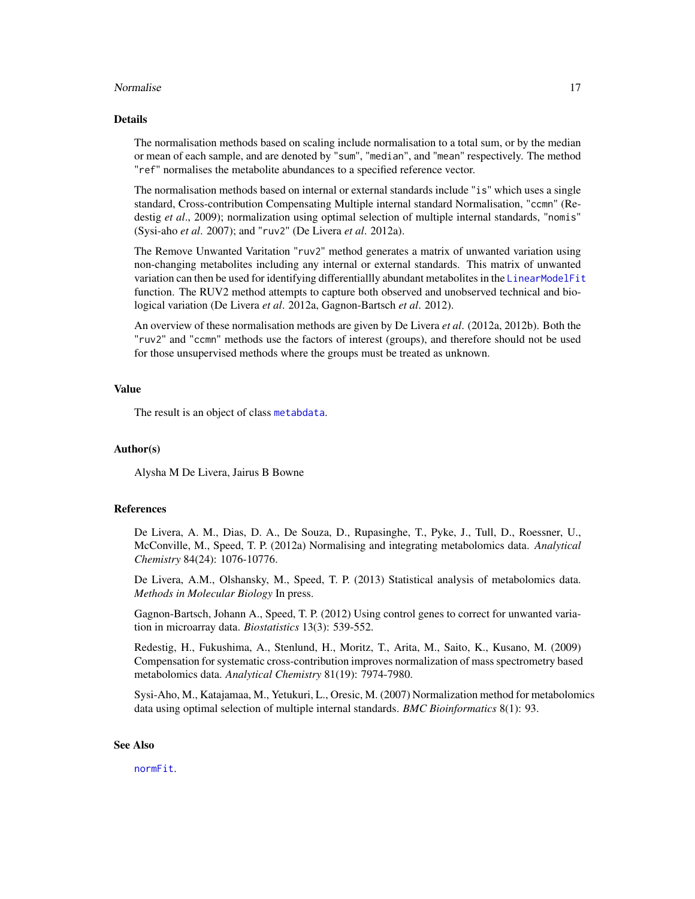## Details

The normalisation methods based on scaling include normalisation to a total sum, or by the median or mean of each sample, and are denoted by "sum", "median", and "mean" respectively. The method "ref" normalises the metabolite abundances to a specified reference vector.

The normalisation methods based on internal or external standards include "is" which uses a single standard, Cross-contribution Compensating Multiple internal standard Normalisation, "ccmn" (Redestig *et al*., 2009); normalization using optimal selection of multiple internal standards, "nomis" (Sysi-aho *et al*. 2007); and "ruv2" (De Livera *et al*. 2012a).

The Remove Unwanted Varitation "ruv2" method generates a matrix of unwanted variation using non-changing metabolites including any internal or external standards. This matrix of unwanted variation can then be used for identifying differentiallly abundant metabolites in the LinearModelFit function. The RUV2 method attempts to capture both observed and unobserved technical and biological variation (De Livera *et al*. 2012a, Gagnon-Bartsch *et al*. 2012).

An overview of these normalisation methods are given by De Livera *et al*. (2012a, 2012b). Both the "ruv2" and "ccmn" methods use the factors of interest (groups), and therefore should not be used for those unsupervised methods where the groups must be treated as unknown.

## Value

The result is an object of class metabdata.

## Author(s)

Alysha M De Livera, Jairus B Bowne

## References

De Livera, A. M., Dias, D. A., De Souza, D., Rupasinghe, T., Pyke, J., Tull, D., Roessner, U., McConville, M., Speed, T. P. (2012a) Normalising and integrating metabolomics data. *Analytical Chemistry* 84(24): 1076-10776.

De Livera, A.M., Olshansky, M., Speed, T. P. (2013) Statistical analysis of metabolomics data. *Methods in Molecular Biology* In press.

Gagnon-Bartsch, Johann A., Speed, T. P. (2012) Using control genes to correct for unwanted variation in microarray data. *Biostatistics* 13(3): 539-552.

Redestig, H., Fukushima, A., Stenlund, H., Moritz, T., Arita, M., Saito, K., Kusano, M. (2009) Compensation for systematic cross-contribution improves normalization of mass spectrometry based metabolomics data. *Analytical Chemistry* 81(19): 7974-7980.

Sysi-Aho, M., Katajamaa, M., Yetukuri, L., Oresic, M. (2007) Normalization method for metabolomics data using optimal selection of multiple internal standards. *BMC Bioinformatics* 8(1): 93.

## See Also

normFit.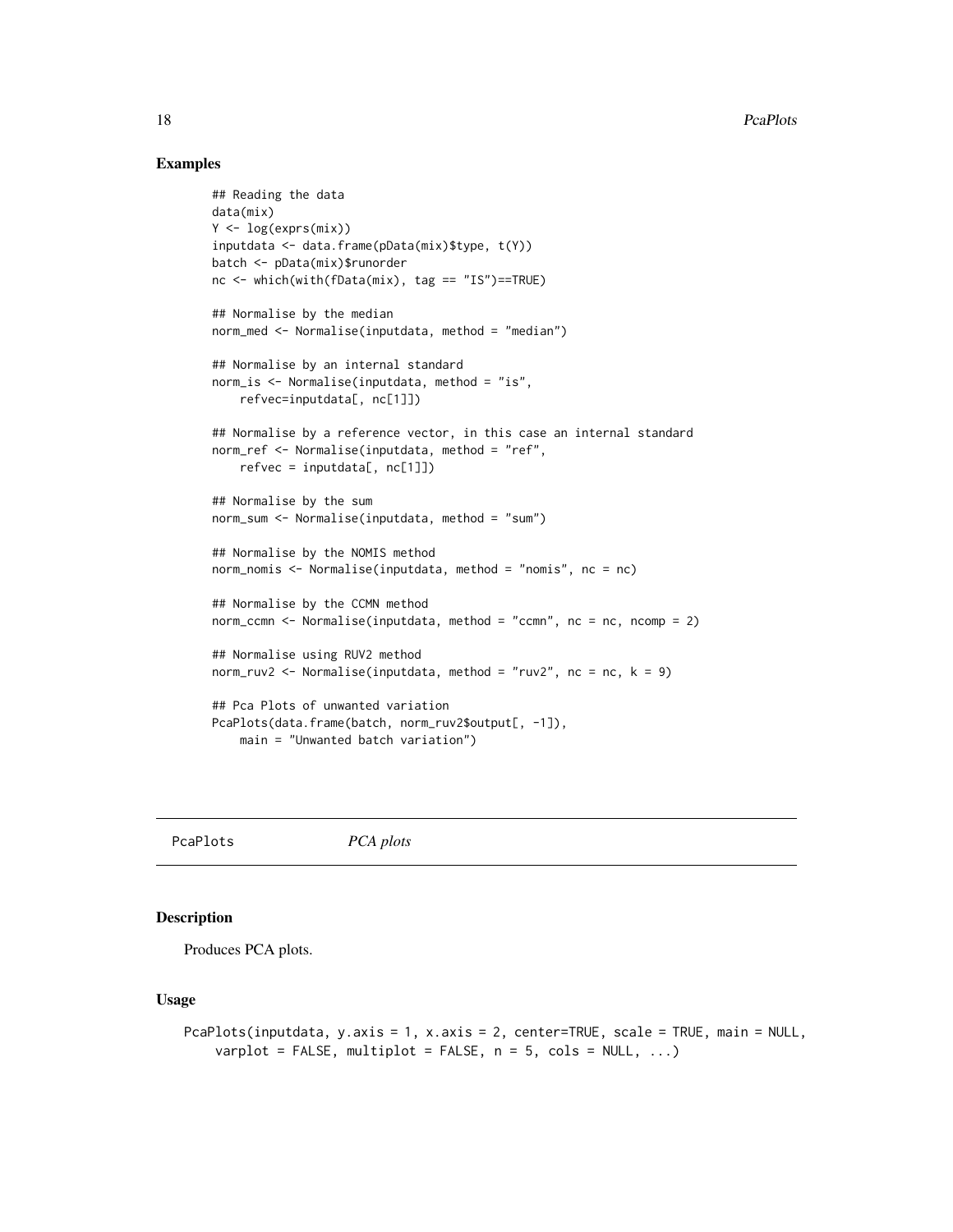## Examples

```
## Reading the data
data(mix)
Y <- log(exprs(mix))
inputdata <- data.frame(pData(mix)$type, t(Y))
batch <- pData(mix)$runorder
nc <- which(with(fData(mix), tag == "IS")==TRUE)

## Normalise by the median
norm_med <- Normalise(inputdata, method = "median")

## Normalise by an internal standard
norm_is <- Normalise(inputdata, method = "is",
    refvec=inputdata[, nc[1]])

## Normalise by a reference vector, in this case an internal standard
norm_ref <- Normalise(inputdata, method = "ref",
    refvec = inputdata[, nc[1]])

## Normalise by the sum
norm_sum <- Normalise(inputdata, method = "sum")

## Normalise by the NOMIS method
norm_nomis <- Normalise(inputdata, method = "nomis", nc = nc)

## Normalise by the CCMN method
norm_ccmn <- Normalise(inputdata, method = "ccmn", nc = nc, ncomp = 2)

## Normalise using RUV2 method
norm_ruv2 <- Normalise(inputdata, method = "ruv2", nc = nc, k = 9)

## Pca Plots of unwanted variation
PcaPlots(data.frame(batch, norm_ruv2$output[, -1]),
    main = "Unwanted batch variation")
```

---

# PcaPlots *PCA plots*

---

## Description

Produces PCA plots.

## Usage

```
PcaPlots(inputdata, y.axis = 1, x.axis = 2, center=TRUE, scale = TRUE, main = NULL,
    varplot = FALSE, multiplot = FALSE, n = 5, cols = NULL, ...)
```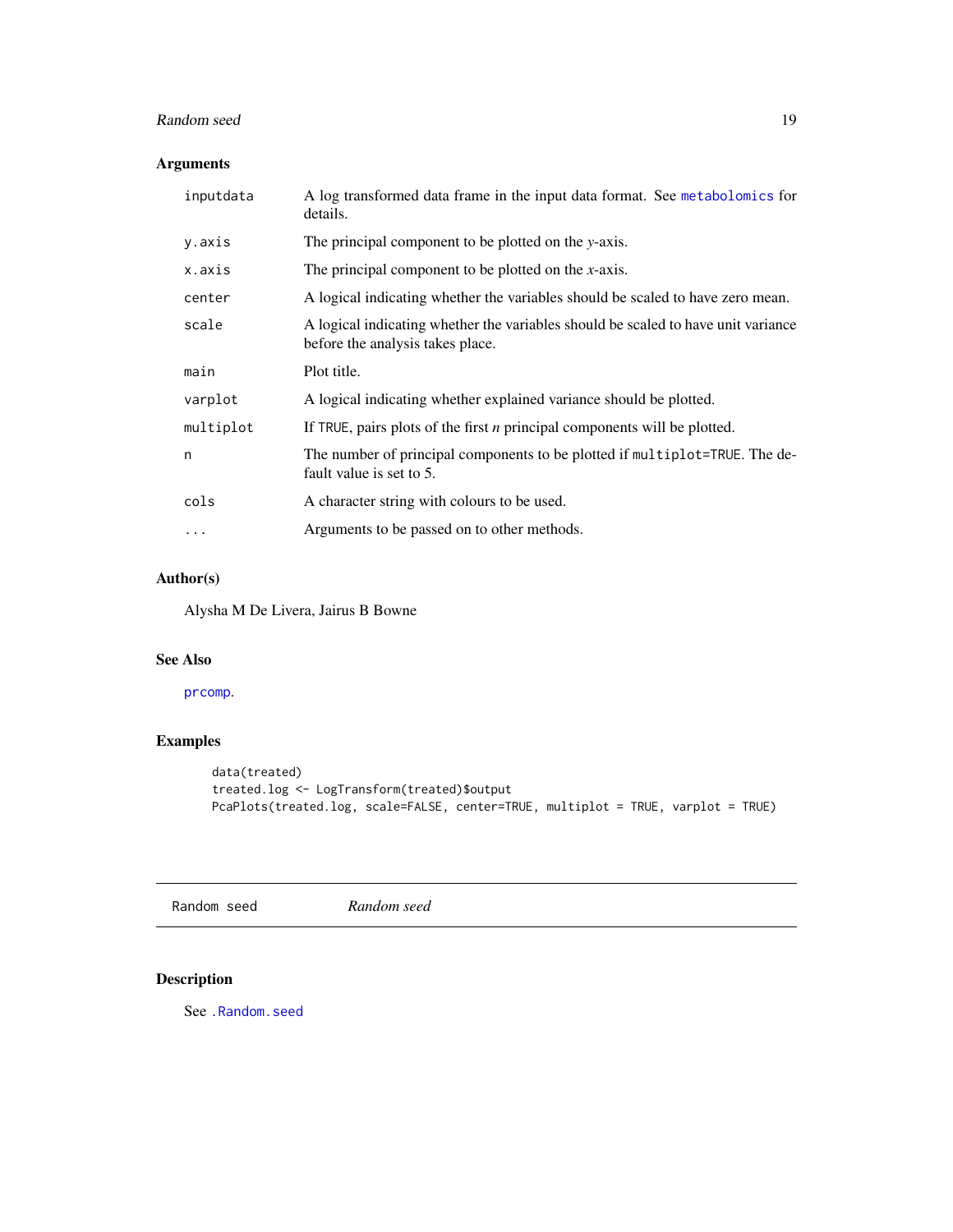## Arguments

| | |
|---|---|
| inputdata | A log transformed data frame in the input data format. See `metabolomics` for details. |
| y.axis | The principal component to be plotted on the *y*-axis. |
| x.axis | The principal component to be plotted on the *x*-axis. |
| center | A logical indicating whether the variables should be scaled to have zero mean. |
| scale | A logical indicating whether the variables should be scaled to have unit variance before the analysis takes place. |
| main | Plot title. |
| varplot | A logical indicating whether explained variance should be plotted. |
| multiplot | If `TRUE`, pairs plots of the first *n* principal components will be plotted. |
| n | The number of principal components to be plotted if `multiplot=TRUE`. The default value is set to 5. |
| cols | A character string with colours to be used. |
| ... | Arguments to be passed on to other methods. |

## Author(s)

Alysha M De Livera, Jairus B Bowne

## See Also

`prcomp`.

## Examples

```
data(treated)
treated.log <- LogTransform(treated)$output
PcaPlots(treated.log, scale=FALSE, center=TRUE, multiplot = TRUE, varplot = TRUE)
```

---

# Random seed &nbsp;&nbsp;&nbsp; *Random seed*

---

## Description

See `.Random.seed`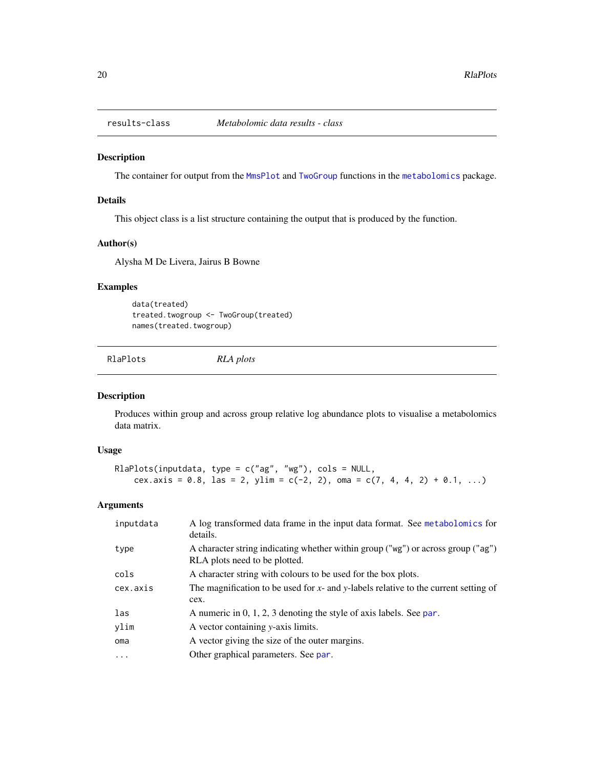## results-class — *Metabolomic data results - class*

### Description

The container for output from the `MmsPlot` and `TwoGroup` functions in the `metabolomics` package.

### Details

This object class is a list structure containing the output that is produced by the function.

### Author(s)

Alysha M De Livera, Jairus B Bowne

### Examples

```
data(treated)
treated.twogroup <- TwoGroup(treated)
names(treated.twogroup)
```

## RlaPlots — *RLA plots*

### Description

Produces within group and across group relative log abundance plots to visualise a metabolomics data matrix.

### Usage

```
RlaPlots(inputdata, type = c("ag", "wg"), cols = NULL,
    cex.axis = 0.8, las = 2, ylim = c(-2, 2), oma = c(7, 4, 4, 2) + 0.1, ...)
```

### Arguments

| | |
|---|---|
| `inputdata` | A log transformed data frame in the input data format. See `metabolomics` for details. |
| `type` | A character string indicating whether within group ("wg") or across group ("ag") RLA plots need to be plotted. |
| `cols` | A character string with colours to be used for the box plots. |
| `cex.axis` | The magnification to be used for *x*- and *y*-labels relative to the current setting of cex. |
| `las` | A numeric in 0, 1, 2, 3 denoting the style of axis labels. See `par`. |
| `ylim` | A vector containing *y*-axis limits. |
| `oma` | A vector giving the size of the outer margins. |
| `...` | Other graphical parameters. See `par`. |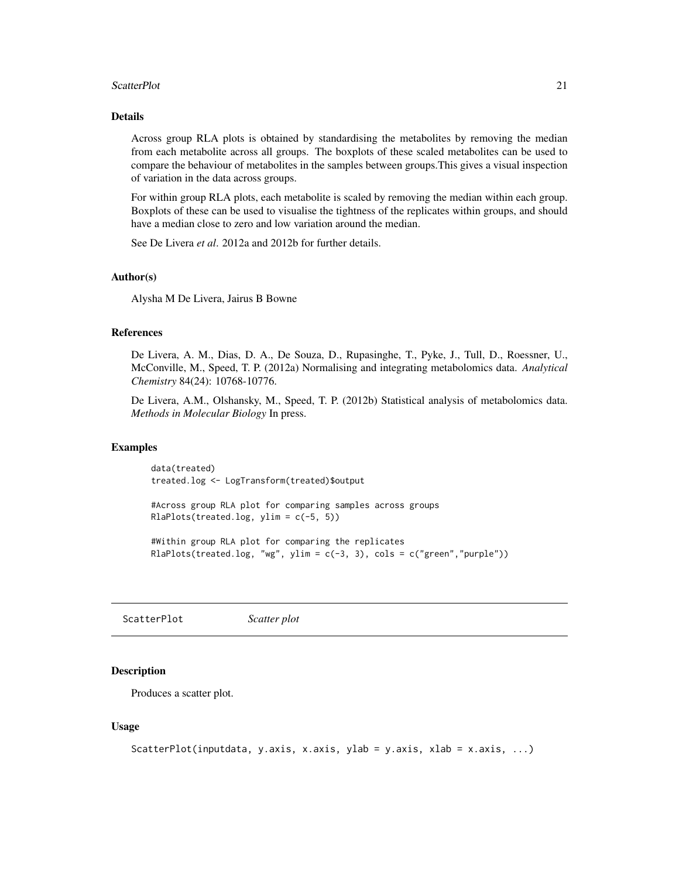### Details

Across group RLA plots is obtained by standardising the metabolites by removing the median from each metabolite across all groups. The boxplots of these scaled metabolites can be used to compare the behaviour of metabolites in the samples between groups.This gives a visual inspection of variation in the data across groups.

For within group RLA plots, each metabolite is scaled by removing the median within each group. Boxplots of these can be used to visualise the tightness of the replicates within groups, and should have a median close to zero and low variation around the median.

See De Livera *et al*. 2012a and 2012b for further details.

### Author(s)

Alysha M De Livera, Jairus B Bowne

### References

De Livera, A. M., Dias, D. A., De Souza, D., Rupasinghe, T., Pyke, J., Tull, D., Roessner, U., McConville, M., Speed, T. P. (2012a) Normalising and integrating metabolomics data. *Analytical Chemistry* 84(24): 10768-10776.

De Livera, A.M., Olshansky, M., Speed, T. P. (2012b) Statistical analysis of metabolomics data. *Methods in Molecular Biology* In press.

### Examples

```
data(treated)
treated.log <- LogTransform(treated)$output

#Across group RLA plot for comparing samples across groups
RlaPlots(treated.log, ylim = c(-5, 5))

#Within group RLA plot for comparing the replicates
RlaPlots(treated.log, "wg", ylim = c(-3, 3), cols = c("green","purple"))
```

---

## ScatterPlot *Scatter plot*

### Description

Produces a scatter plot.

### Usage

```
ScatterPlot(inputdata, y.axis, x.axis, ylab = y.axis, xlab = x.axis, ...)
```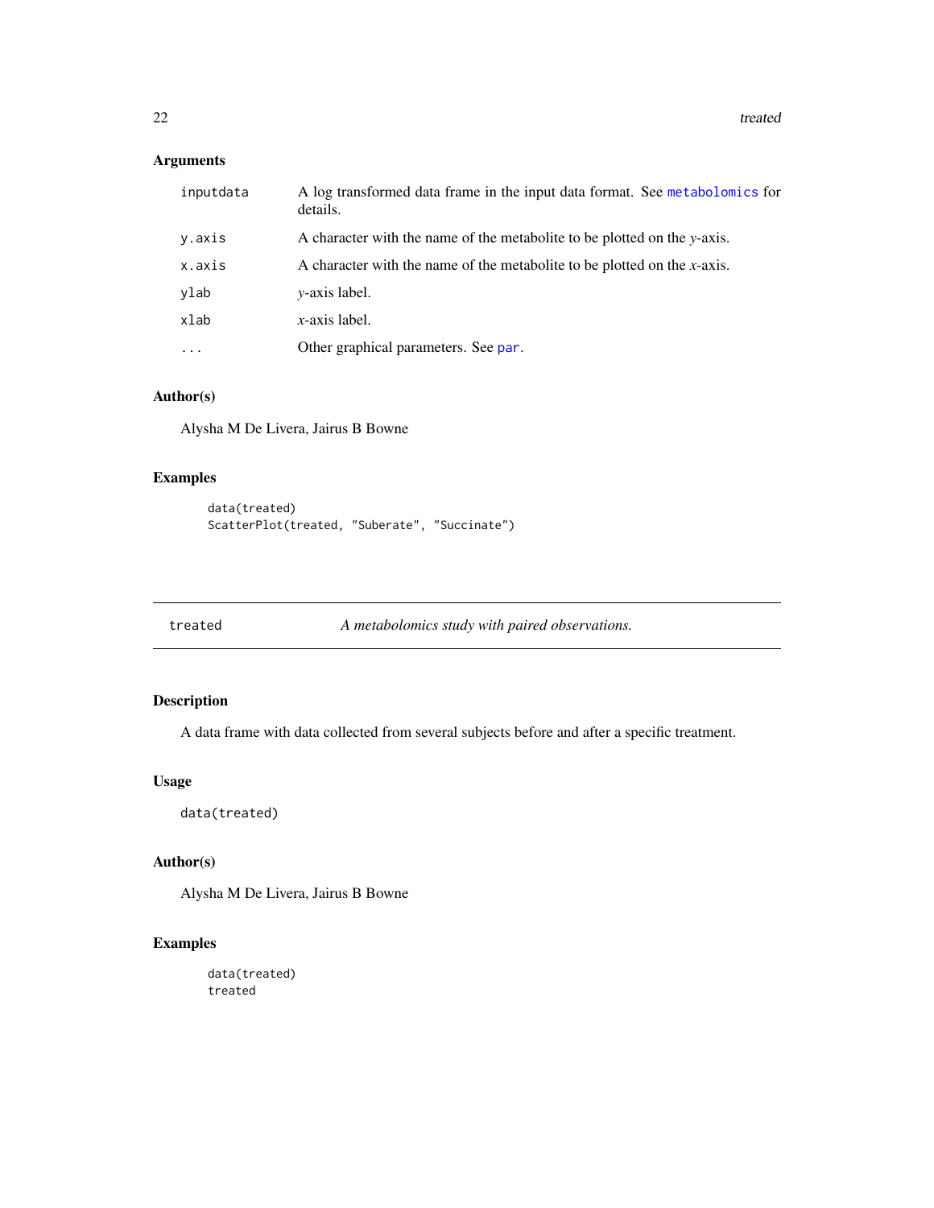### Arguments

| | |
|---|---|
| inputdata | A log transformed data frame in the input data format. See metabolomics for details. |
| y.axis | A character with the name of the metabolite to be plotted on the *y*-axis. |
| x.axis | A character with the name of the metabolite to be plotted on the *x*-axis. |
| ylab | *y*-axis label. |
| xlab | *x*-axis label. |
| ... | Other graphical parameters. See par. |

### Author(s)

Alysha M De Livera, Jairus B Bowne

### Examples

```
data(treated)
ScatterPlot(treated, "Suberate", "Succinate")
```

---

## treated *A metabolomics study with paired observations.*

---

### Description

A data frame with data collected from several subjects before and after a specific treatment.

### Usage

```
data(treated)
```

### Author(s)

Alysha M De Livera, Jairus B Bowne

### Examples

```
data(treated)
treated
```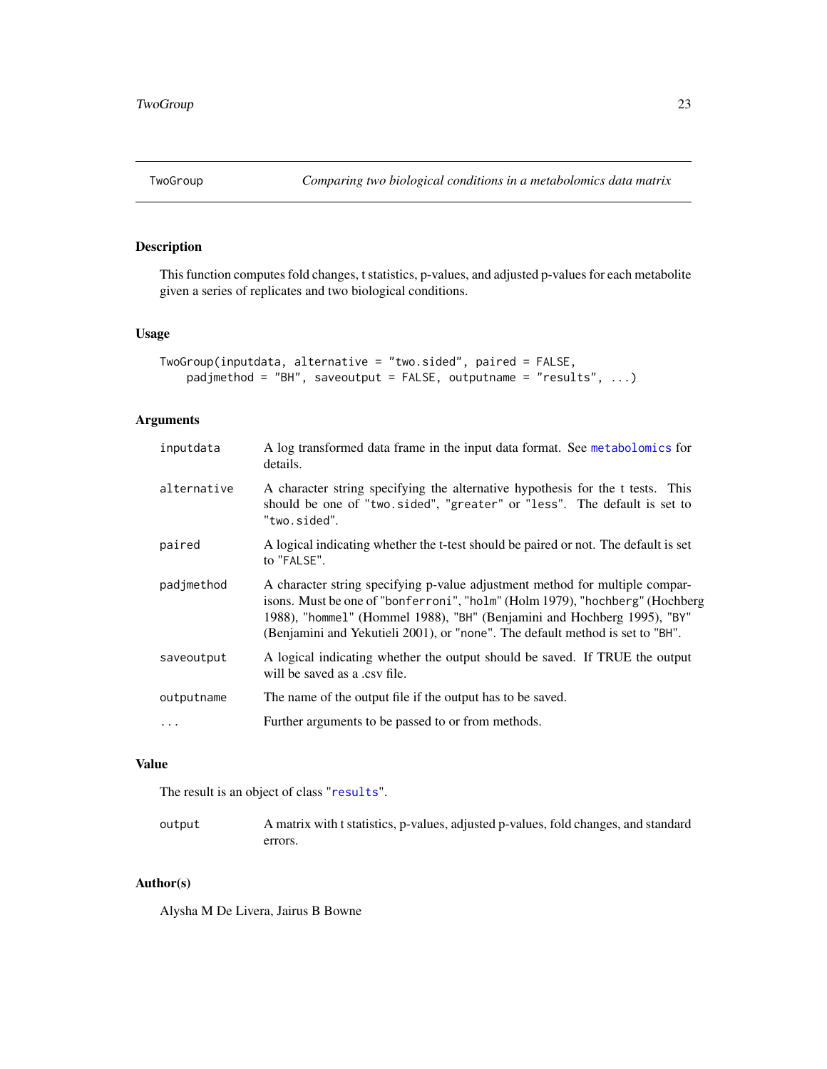## TwoGroup — *Comparing two biological conditions in a metabolomics data matrix*

### Description

This function computes fold changes, t statistics, p-values, and adjusted p-values for each metabolite given a series of replicates and two biological conditions.

### Usage

```
TwoGroup(inputdata, alternative = "two.sided", paired = FALSE,
    padjmethod = "BH", saveoutput = FALSE, outputname = "results", ...)
```

### Arguments

| Argument | Description |
|---|---|
| `inputdata` | A log transformed data frame in the input data format. See `metabolomics` for details. |
| `alternative` | A character string specifying the alternative hypothesis for the t tests. This should be one of "two.sided", "greater" or "less". The default is set to "two.sided". |
| `paired` | A logical indicating whether the t-test should be paired or not. The default is set to "FALSE". |
| `padjmethod` | A character string specifying p-value adjustment method for multiple comparisons. Must be one of "bonferroni", "holm" (Holm 1979), "hochberg" (Hochberg 1988), "hommel" (Hommel 1988), "BH" (Benjamini and Hochberg 1995), "BY" (Benjamini and Yekutieli 2001), or "none". The default method is set to "BH". |
| `saveoutput` | A logical indicating whether the output should be saved. If TRUE the output will be saved as a .csv file. |
| `outputname` | The name of the output file if the output has to be saved. |
| `...` | Further arguments to be passed to or from methods. |

### Value

The result is an object of class "`results`".

| | |
|---|---|
| `output` | A matrix with t statistics, p-values, adjusted p-values, fold changes, and standard errors. |

### Author(s)

Alysha M De Livera, Jairus B Bowne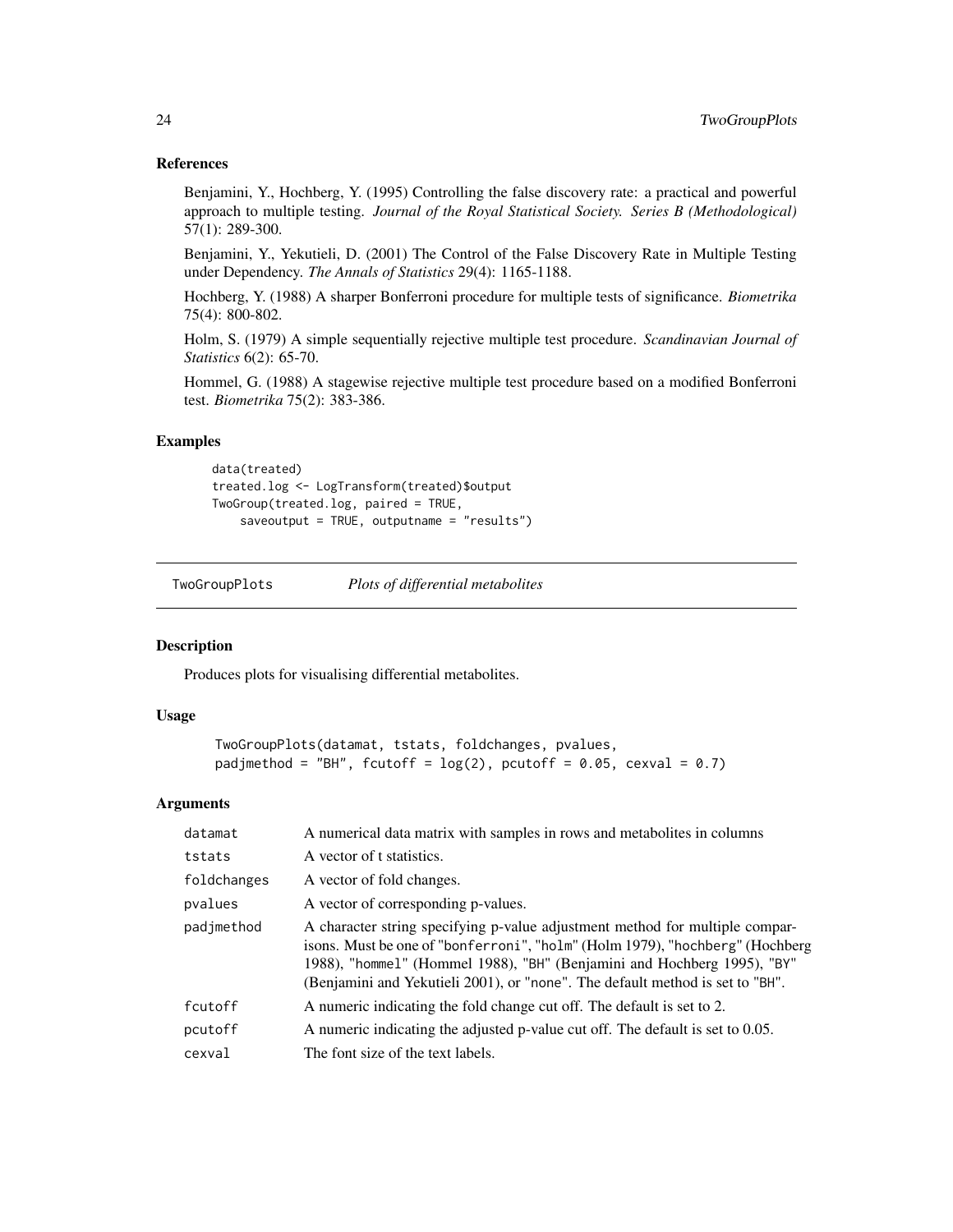## References

Benjamini, Y., Hochberg, Y. (1995) Controlling the false discovery rate: a practical and powerful approach to multiple testing. *Journal of the Royal Statistical Society. Series B (Methodological)* 57(1): 289-300.

Benjamini, Y., Yekutieli, D. (2001) The Control of the False Discovery Rate in Multiple Testing under Dependency. *The Annals of Statistics* 29(4): 1165-1188.

Hochberg, Y. (1988) A sharper Bonferroni procedure for multiple tests of significance. *Biometrika* 75(4): 800-802.

Holm, S. (1979) A simple sequentially rejective multiple test procedure. *Scandinavian Journal of Statistics* 6(2): 65-70.

Hommel, G. (1988) A stagewise rejective multiple test procedure based on a modified Bonferroni test. *Biometrika* 75(2): 383-386.

## Examples

```
data(treated)
treated.log <- LogTransform(treated)$output
TwoGroup(treated.log, paired = TRUE,
    saveoutput = TRUE, outputname = "results")
```

---

# TwoGroupPlots *Plots of differential metabolites*

---

## Description

Produces plots for visualising differential metabolites.

## Usage

```
TwoGroupPlots(datamat, tstats, foldchanges, pvalues,
padjmethod = "BH", fcutoff = log(2), pcutoff = 0.05, cexval = 0.7)
```

## Arguments

| | |
|---|---|
| datamat | A numerical data matrix with samples in rows and metabolites in columns |
| tstats | A vector of t statistics. |
| foldchanges | A vector of fold changes. |
| pvalues | A vector of corresponding p-values. |
| padjmethod | A character string specifying p-value adjustment method for multiple comparisons. Must be one of "bonferroni", "holm" (Holm 1979), "hochberg" (Hochberg 1988), "hommel" (Hommel 1988), "BH" (Benjamini and Hochberg 1995), "BY" (Benjamini and Yekutieli 2001), or "none". The default method is set to "BH". |
| fcutoff | A numeric indicating the fold change cut off. The default is set to 2. |
| pcutoff | A numeric indicating the adjusted p-value cut off. The default is set to 0.05. |
| cexval | The font size of the text labels. |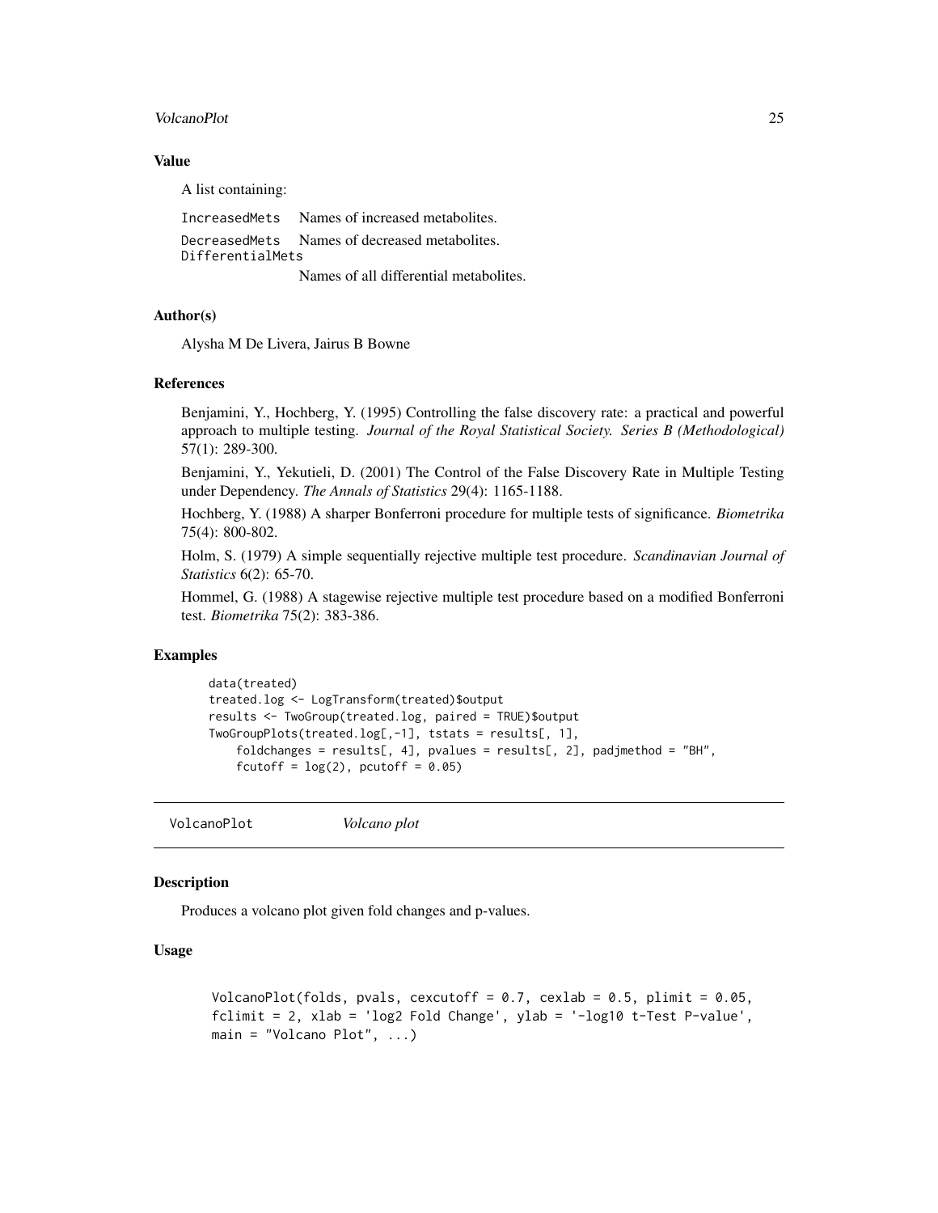### Value

A list containing:

| | |
|---|---|
| IncreasedMets | Names of increased metabolites. |
| DecreasedMets | Names of decreased metabolites. |
| DifferentialMets | Names of all differential metabolites. |

### Author(s)

Alysha M De Livera, Jairus B Bowne

### References

Benjamini, Y., Hochberg, Y. (1995) Controlling the false discovery rate: a practical and powerful approach to multiple testing. *Journal of the Royal Statistical Society. Series B (Methodological)* 57(1): 289-300.

Benjamini, Y., Yekutieli, D. (2001) The Control of the False Discovery Rate in Multiple Testing under Dependency. *The Annals of Statistics* 29(4): 1165-1188.

Hochberg, Y. (1988) A sharper Bonferroni procedure for multiple tests of significance. *Biometrika* 75(4): 800-802.

Holm, S. (1979) A simple sequentially rejective multiple test procedure. *Scandinavian Journal of Statistics* 6(2): 65-70.

Hommel, G. (1988) A stagewise rejective multiple test procedure based on a modified Bonferroni test. *Biometrika* 75(2): 383-386.

### Examples

```
data(treated)
treated.log <- LogTransform(treated)$output
results <- TwoGroup(treated.log, paired = TRUE)$output
TwoGroupPlots(treated.log[,-1], tstats = results[, 1],
    foldchanges = results[, 4], pvalues = results[, 2], padjmethod = "BH",
    fcutoff = log(2), pcutoff = 0.05)
```

---

## VolcanoPlot *Volcano plot*

### Description

Produces a volcano plot given fold changes and p-values.

### Usage

```
VolcanoPlot(folds, pvals, cexcutoff = 0.7, cexlab = 0.5, plimit = 0.05,
fclimit = 2, xlab = 'log2 Fold Change', ylab = '-log10 t-Test P-value',
main = "Volcano Plot", ...)
```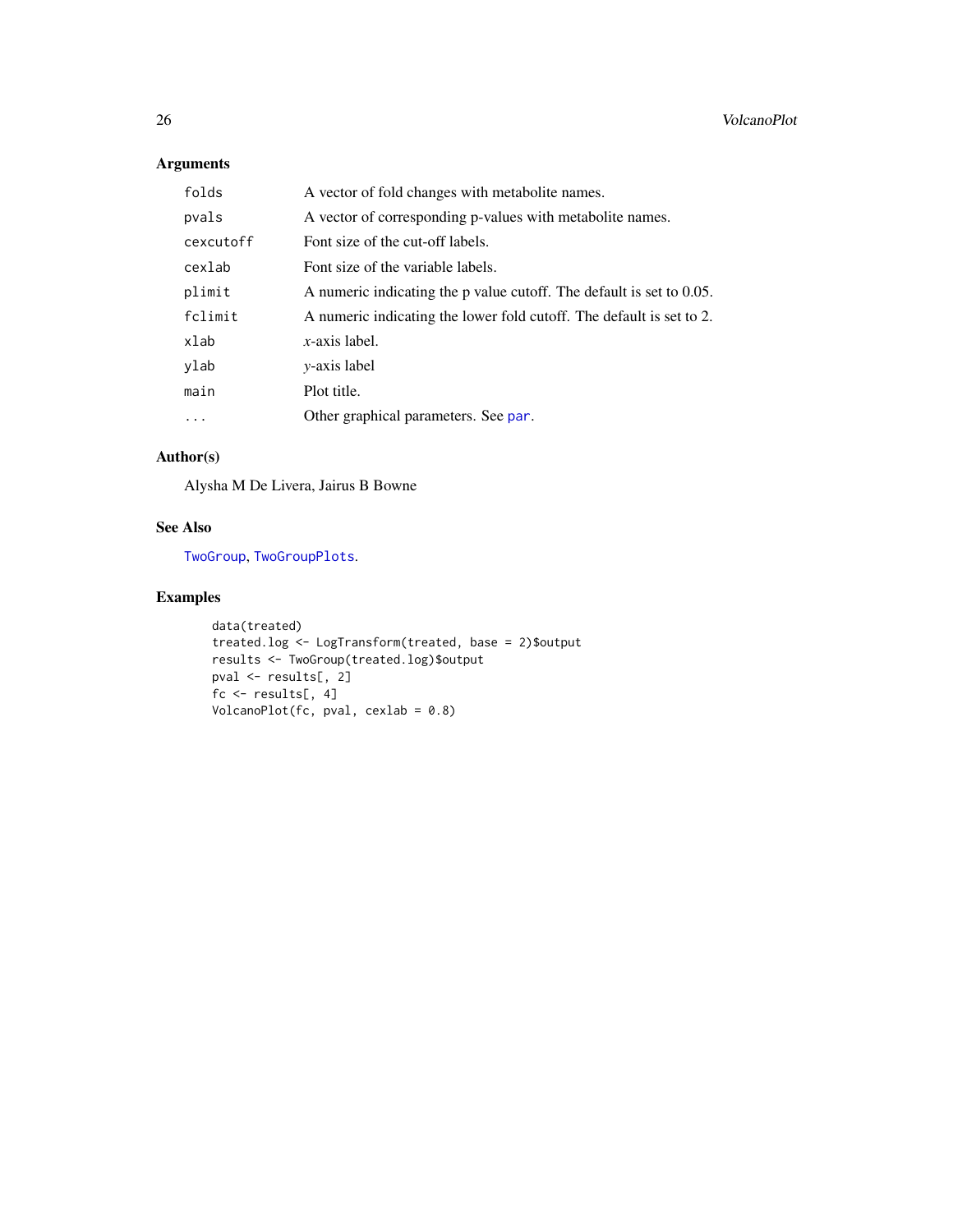## Arguments

| | |
|---|---|
| `folds` | A vector of fold changes with metabolite names. |
| `pvals` | A vector of corresponding p-values with metabolite names. |
| `cexcutoff` | Font size of the cut-off labels. |
| `cexlab` | Font size of the variable labels. |
| `plimit` | A numeric indicating the p value cutoff. The default is set to 0.05. |
| `fclimit` | A numeric indicating the lower fold cutoff. The default is set to 2. |
| `xlab` | $x$-axis label. |
| `ylab` | $y$-axis label |
| `main` | Plot title. |
| `...` | Other graphical parameters. See `par`. |

## Author(s)

Alysha M De Livera, Jairus B Bowne

## See Also

`TwoGroup`, `TwoGroupPlots`.

## Examples

```
data(treated)
treated.log <- LogTransform(treated, base = 2)$output
results <- TwoGroup(treated.log)$output
pval <- results[, 2]
fc <- results[, 4]
VolcanoPlot(fc, pval, cexlab = 0.8)
```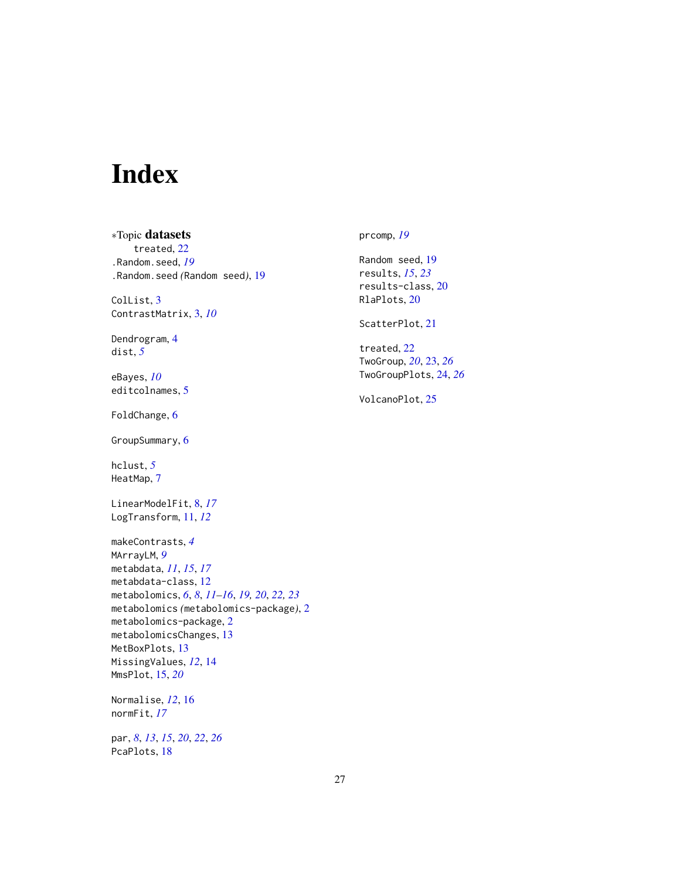# Index

*Topic **datasets**
    treated, 22
.Random.seed, *19*
.Random.seed *(*Random seed*)*, 19

ColList, 3
ContrastMatrix, 3, *10*

Dendrogram, 4
dist, *5*

eBayes, *10*
editcolnames, 5

FoldChange, 6

GroupSummary, 6

hclust, *5*
HeatMap, 7

LinearModelFit, 8, *17*
LogTransform, 11, *12*

makeContrasts, *4*
MArrayLM, *9*
metabdata, *11*, *15*, *17*
metabdata-class, 12
metabolomics, *6*, *8*, *11–16*, *19*, *20*, *22*, *23*
metabolomics *(*metabolomics-package*)*, 2
metabolomics-package, 2
metabolomicsChanges, 13
MetBoxPlots, 13
MissingValues, *12*, 14
MmsPlot, 15, *20*

Normalise, *12*, 16
normFit, *17*

par, *8*, *13*, *15*, *20*, *22*, *26*
PcaPlots, 18

prcomp, *19*

Random seed, 19
results, *15*, *23*
results-class, 20
RlaPlots, 20

ScatterPlot, 21

treated, 22
TwoGroup, *20*, 23, *26*
TwoGroupPlots, 24, *26*

VolcanoPlot, 25